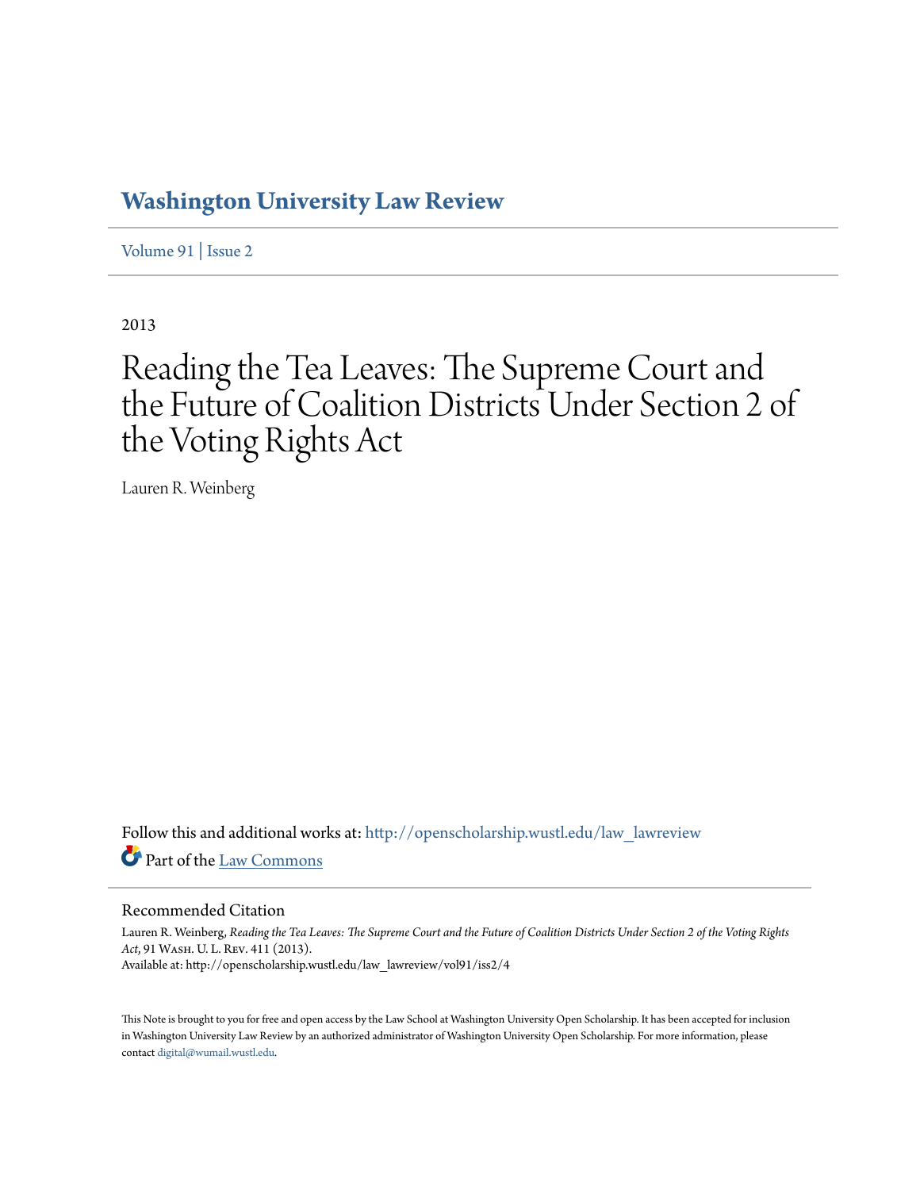# Washington University Law Review

Volume 91 | Issue 2

2013

# Reading the Tea Leaves: The Supreme Court and the Future of Coalition Districts Under Section 2 of the Voting Rights Act

Lauren R. Weinberg

Follow this and additional works at: http://openscholarship.wustl.edu/law_lawreview

Part of the Law Commons

## Recommended Citation

Lauren R. Weinberg, *Reading the Tea Leaves: The Supreme Court and the Future of Coalition Districts Under Section 2 of the Voting Rights Act*, 91 Wash. U. L. Rev. 411 (2013).
Available at: http://openscholarship.wustl.edu/law_lawreview/vol91/iss2/4

This Note is brought to you for free and open access by the Law School at Washington University Open Scholarship. It has been accepted for inclusion in Washington University Law Review by an authorized administrator of Washington University Open Scholarship. For more information, please contact digital@wumail.wustl.edu.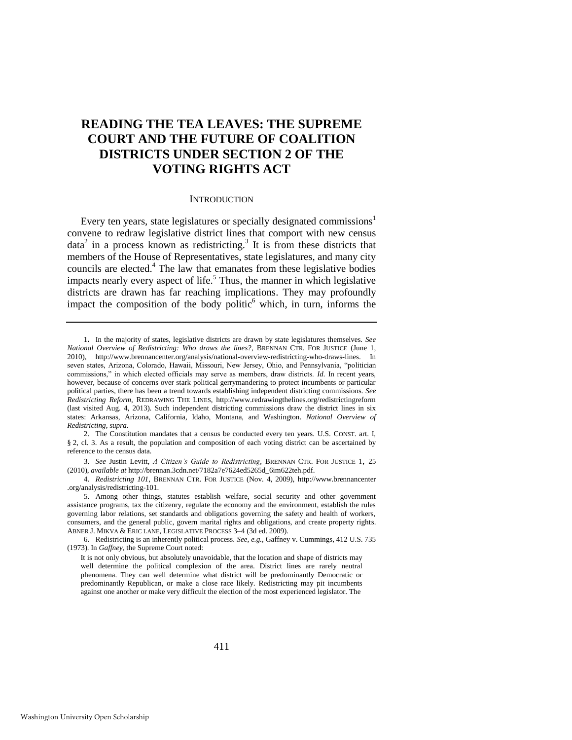# READING THE TEA LEAVES: THE SUPREME COURT AND THE FUTURE OF COALITION DISTRICTS UNDER SECTION 2 OF THE VOTING RIGHTS ACT

## INTRODUCTION

Every ten years, state legislatures or specially designated commissions[1] convene to redraw legislative district lines that comport with new census data[2] in a process known as redistricting.[3] It is from these districts that members of the House of Representatives, state legislatures, and many city councils are elected.[4] The law that emanates from these legislative bodies impacts nearly every aspect of life.[5] Thus, the manner in which legislative districts are drawn has far reaching implications. They may profoundly impact the composition of the body politic[6] which, in turn, informs the

---

1. In the majority of states, legislative districts are drawn by state legislatures themselves. *See National Overview of Redistricting: Who draws the lines?*, BRENNAN CTR. FOR JUSTICE (June 1, 2010), http://www.brennancenter.org/analysis/national-overview-redistricting-who-draws-lines. In seven states, Arizona, Colorado, Hawaii, Missouri, New Jersey, Ohio, and Pennsylvania, "politician commissions," in which elected officials may serve as members, draw districts. *Id.* In recent years, however, because of concerns over stark political gerrymandering to protect incumbents or particular political parties, there has been a trend towards establishing independent districting commissions. *See Redistricting Reform*, REDRAWING THE LINES, http://www.redrawingthelines.org/redistrictingreform (last visited Aug. 4, 2013). Such independent districting commissions draw the district lines in six states: Arkansas, Arizona, California, Idaho, Montana, and Washington. *National Overview of Redistricting*, *supra*.

2. The Constitution mandates that a census be conducted every ten years. U.S. CONST. art. I, § 2, cl. 3. As a result, the population and composition of each voting district can be ascertained by reference to the census data.

3. *See* Justin Levitt, *A Citizen's Guide to Redistricting*, BRENNAN CTR. FOR JUSTICE 1, 25 (2010), *available at* http://brennan.3cdn.net/7182a7e7624ed5265d_6im622teh.pdf.

4. *Redistricting 101*, BRENNAN CTR. FOR JUSTICE (Nov. 4, 2009), http://www.brennancenter.org/analysis/redistricting-101.

5. Among other things, statutes establish welfare, social security and other government assistance programs, tax the citizenry, regulate the economy and the environment, establish the rules governing labor relations, set standards and obligations governing the safety and health of workers, consumers, and the general public, govern marital rights and obligations, and create property rights. ABNER J. MIKVA & ERIC LANE, LEGISLATIVE PROCESS 3–4 (3d ed. 2009).

6. Redistricting is an inherently political process. *See, e.g.*, Gaffney v. Cummings, 412 U.S. 735 (1973). In *Gaffney*, the Supreme Court noted:

> It is not only obvious, but absolutely unavoidable, that the location and shape of districts may well determine the political complexion of the area. District lines are rarely neutral phenomena. They can well determine what district will be predominantly Democratic or predominantly Republican, or make a close race likely. Redistricting may pit incumbents against one another or make very difficult the election of the most experienced legislator. The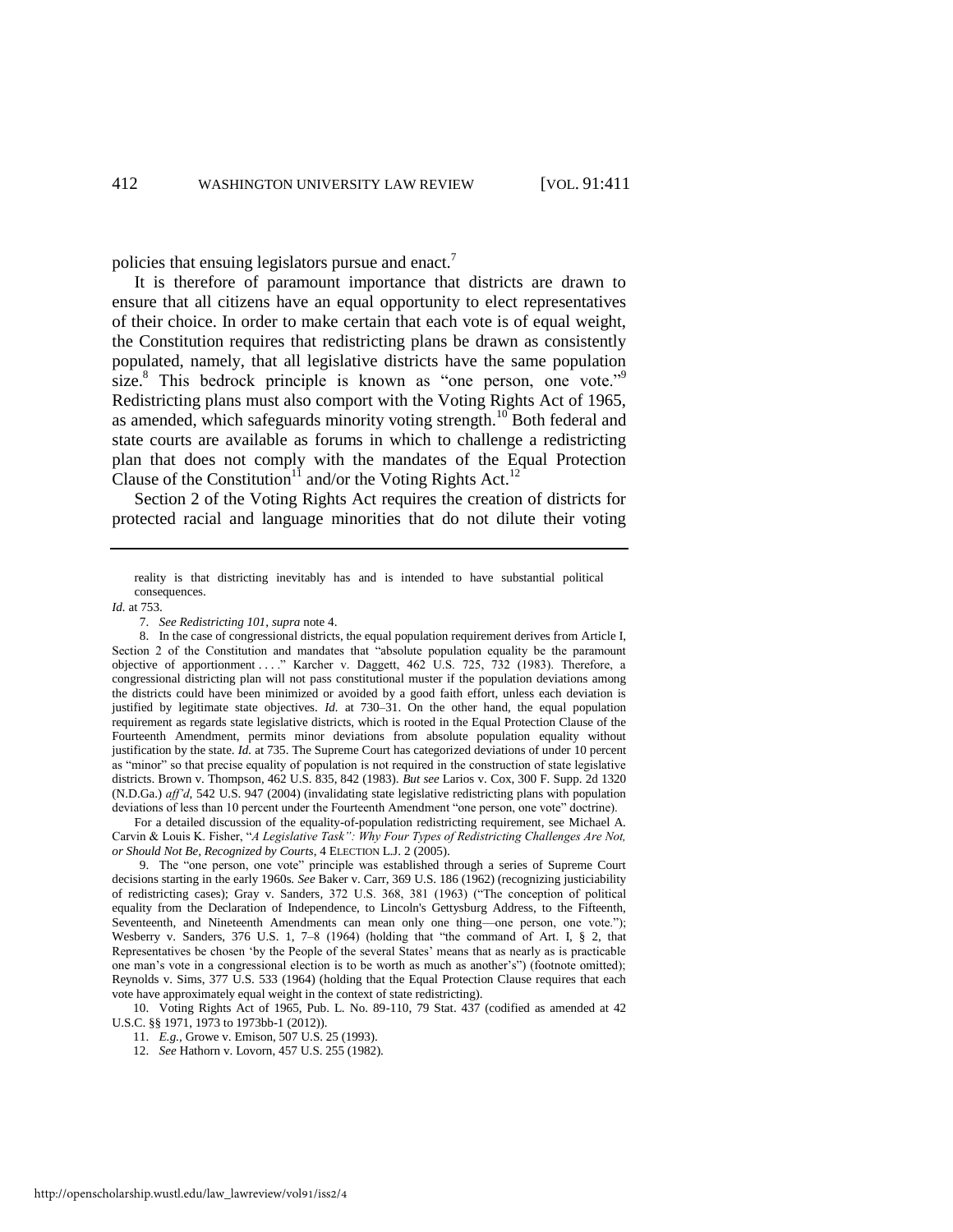policies that ensuing legislators pursue and enact.[7]

It is therefore of paramount importance that districts are drawn to ensure that all citizens have an equal opportunity to elect representatives of their choice. In order to make certain that each vote is of equal weight, the Constitution requires that redistricting plans be drawn as consistently populated, namely, that all legislative districts have the same population size.[8] This bedrock principle is known as "one person, one vote."[9] Redistricting plans must also comport with the Voting Rights Act of 1965, as amended, which safeguards minority voting strength.[10] Both federal and state courts are available as forums in which to challenge a redistricting plan that does not comply with the mandates of the Equal Protection Clause of the Constitution[11] and/or the Voting Rights Act.[12]

Section 2 of the Voting Rights Act requires the creation of districts for protected racial and language minorities that do not dilute their voting

---

reality is that districting inevitably has and is intended to have substantial political consequences.

*Id.* at 753.

7. *See Redistricting 101*, *supra* note 4.

8. In the case of congressional districts, the equal population requirement derives from Article I, Section 2 of the Constitution and mandates that "absolute population equality be the paramount objective of apportionment . . . ." Karcher v. Daggett, 462 U.S. 725, 732 (1983). Therefore, a congressional districting plan will not pass constitutional muster if the population deviations among the districts could have been minimized or avoided by a good faith effort, unless each deviation is justified by legitimate state objectives. *Id.* at 730–31. On the other hand, the equal population requirement as regards state legislative districts, which is rooted in the Equal Protection Clause of the Fourteenth Amendment, permits minor deviations from absolute population equality without justification by the state. *Id.* at 735. The Supreme Court has categorized deviations of under 10 percent as "minor" so that precise equality of population is not required in the construction of state legislative districts. Brown v. Thompson, 462 U.S. 835, 842 (1983). *But see* Larios v. Cox, 300 F. Supp. 2d 1320 (N.D.Ga.) *aff'd*, 542 U.S. 947 (2004) (invalidating state legislative redistricting plans with population deviations of less than 10 percent under the Fourteenth Amendment "one person, one vote" doctrine).

For a detailed discussion of the equality-of-population redistricting requirement, see Michael A. Carvin & Louis K. Fisher, "*A Legislative Task": Why Four Types of Redistricting Challenges Are Not, or Should Not Be, Recognized by Courts*, 4 ELECTION L.J. 2 (2005).

9. The "one person, one vote" principle was established through a series of Supreme Court decisions starting in the early 1960s. *See* Baker v. Carr, 369 U.S. 186 (1962) (recognizing justiciability of redistricting cases); Gray v. Sanders, 372 U.S. 368, 381 (1963) ("The conception of political equality from the Declaration of Independence, to Lincoln's Gettysburg Address, to the Fifteenth, Seventeenth, and Nineteenth Amendments can mean only one thing—one person, one vote."); Wesberry v. Sanders, 376 U.S. 1, 7–8 (1964) (holding that "the command of Art. I, § 2, that Representatives be chosen 'by the People of the several States' means that as nearly as is practicable one man's vote in a congressional election is to be worth as much as another's") (footnote omitted); Reynolds v. Sims, 377 U.S. 533 (1964) (holding that the Equal Protection Clause requires that each vote have approximately equal weight in the context of state redistricting).

10. Voting Rights Act of 1965, Pub. L. No. 89-110, 79 Stat. 437 (codified as amended at 42 U.S.C. §§ 1971, 1973 to 1973bb-1 (2012)).

11. *E.g.*, Growe v. Emison, 507 U.S. 25 (1993).

12. *See* Hathorn v. Lovorn, 457 U.S. 255 (1982).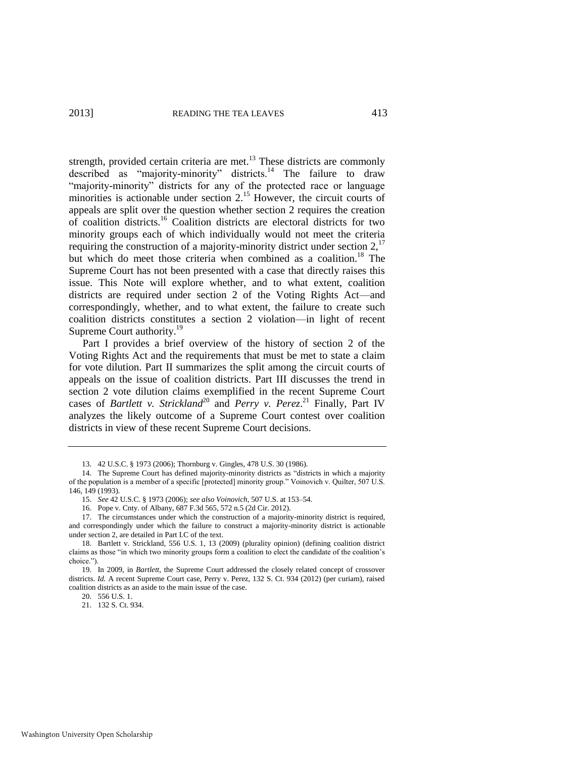strength, provided certain criteria are met.[13] These districts are commonly described as "majority-minority" districts.[14] The failure to draw "majority-minority" districts for any of the protected race or language minorities is actionable under section 2.[15] However, the circuit courts of appeals are split over the question whether section 2 requires the creation of coalition districts.[16] Coalition districts are electoral districts for two minority groups each of which individually would not meet the criteria requiring the construction of a majority-minority district under section 2,[17] but which do meet those criteria when combined as a coalition.[18] The Supreme Court has not been presented with a case that directly raises this issue. This Note will explore whether, and to what extent, coalition districts are required under section 2 of the Voting Rights Act—and correspondingly, whether, and to what extent, the failure to create such coalition districts constitutes a section 2 violation—in light of recent Supreme Court authority.[19]

Part I provides a brief overview of the history of section 2 of the Voting Rights Act and the requirements that must be met to state a claim for vote dilution. Part II summarizes the split among the circuit courts of appeals on the issue of coalition districts. Part III discusses the trend in section 2 vote dilution claims exemplified in the recent Supreme Court cases of *Bartlett v. Strickland*[20] and *Perry v. Perez*.[21] Finally, Part IV analyzes the likely outcome of a Supreme Court contest over coalition districts in view of these recent Supreme Court decisions.

---

13. 42 U.S.C. § 1973 (2006); Thornburg v. Gingles, 478 U.S. 30 (1986).

14. The Supreme Court has defined majority-minority districts as "districts in which a majority of the population is a member of a specific [protected] minority group." Voinovich v. Quilter, 507 U.S. 146, 149 (1993).

15. *See* 42 U.S.C. § 1973 (2006); *see also Voinovich*, 507 U.S. at 153–54.

16. Pope v. Cnty. of Albany, 687 F.3d 565, 572 n.5 (2d Cir. 2012).

17. The circumstances under which the construction of a majority-minority district is required, and correspondingly under which the failure to construct a majority-minority district is actionable under section 2, are detailed in Part I.C of the text.

18. Bartlett v. Strickland, 556 U.S. 1, 13 (2009) (plurality opinion) (defining coalition district claims as those "in which two minority groups form a coalition to elect the candidate of the coalition's choice.").

19. In 2009, in *Bartlett*, the Supreme Court addressed the closely related concept of crossover districts. *Id.* A recent Supreme Court case, Perry v. Perez, 132 S. Ct. 934 (2012) (per curiam), raised coalition districts as an aside to the main issue of the case.

20. 556 U.S. 1.

21. 132 S. Ct. 934.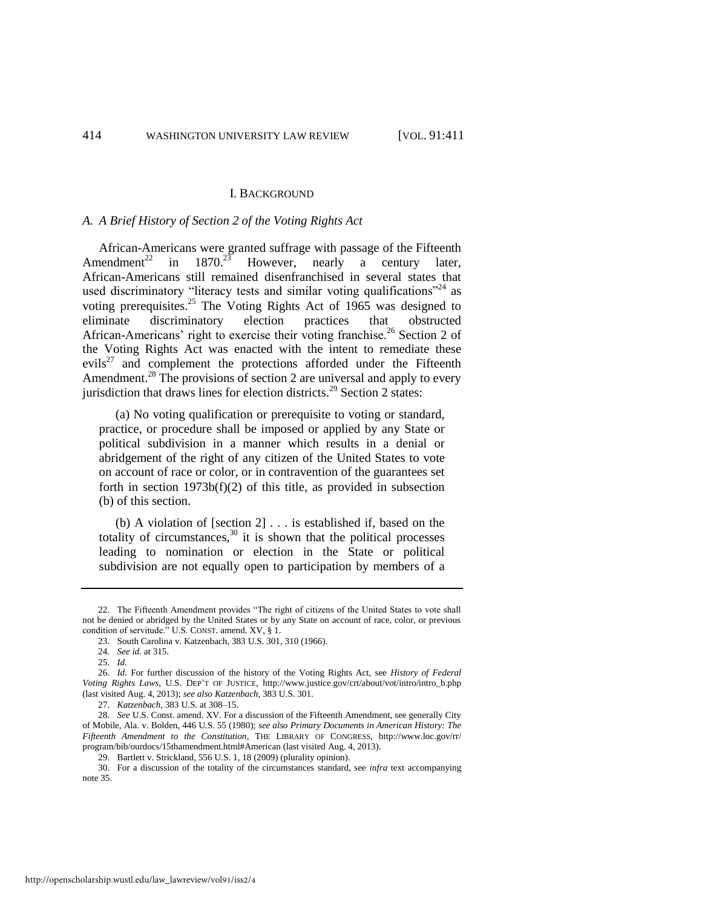## I. BACKGROUND

### *A. A Brief History of Section 2 of the Voting Rights Act*

African-Americans were granted suffrage with passage of the Fifteenth Amendment[22] in 1870.[23] However, nearly a century later, African-Americans still remained disenfranchised in several states that used discriminatory "literacy tests and similar voting qualifications"[24] as voting prerequisites.[25] The Voting Rights Act of 1965 was designed to eliminate discriminatory election practices that obstructed African-Americans' right to exercise their voting franchise.[26] Section 2 of the Voting Rights Act was enacted with the intent to remediate these evils[27] and complement the protections afforded under the Fifteenth Amendment.[28] The provisions of section 2 are universal and apply to every jurisdiction that draws lines for election districts.[29] Section 2 states:

> (a) No voting qualification or prerequisite to voting or standard, practice, or procedure shall be imposed or applied by any State or political subdivision in a manner which results in a denial or abridgement of the right of any citizen of the United States to vote on account of race or color, or in contravention of the guarantees set forth in section 1973b(f)(2) of this title, as provided in subsection (b) of this section.
>
> (b) A violation of [section 2] . . . is established if, based on the totality of circumstances,[30] it is shown that the political processes leading to nomination or election in the State or political subdivision are not equally open to participation by members of a

---

22. The Fifteenth Amendment provides "The right of citizens of the United States to vote shall not be denied or abridged by the United States or by any State on account of race, color, or previous condition of servitude." U.S. CONST. amend. XV, § 1.

23. South Carolina v. Katzenbach, 383 U.S. 301, 310 (1966).

24. *See id.* at 315.

25. *Id.*

26. *Id.* For further discussion of the history of the Voting Rights Act, see *History of Federal Voting Rights Laws*, U.S. DEP'T OF JUSTICE, http://www.justice.gov/crt/about/vot/intro/intro_b.php (last visited Aug. 4, 2013); *see also Katzenbach*, 383 U.S. 301.

27. *Katzenbach*, 383 U.S. at 308–15.

28. *See* U.S. Const. amend. XV. For a discussion of the Fifteenth Amendment, see generally City of Mobile, Ala. v. Bolden, 446 U.S. 55 (1980); *see also Primary Documents in American History: The Fifteenth Amendment to the Constitution*, THE LIBRARY OF CONGRESS, http://www.loc.gov/rr/program/bib/ourdocs/15thamendment.html#American (last visited Aug. 4, 2013).

29. Bartlett v. Strickland, 556 U.S. 1, 18 (2009) (plurality opinion).

30. For a discussion of the totality of the circumstances standard, see *infra* text accompanying note 35.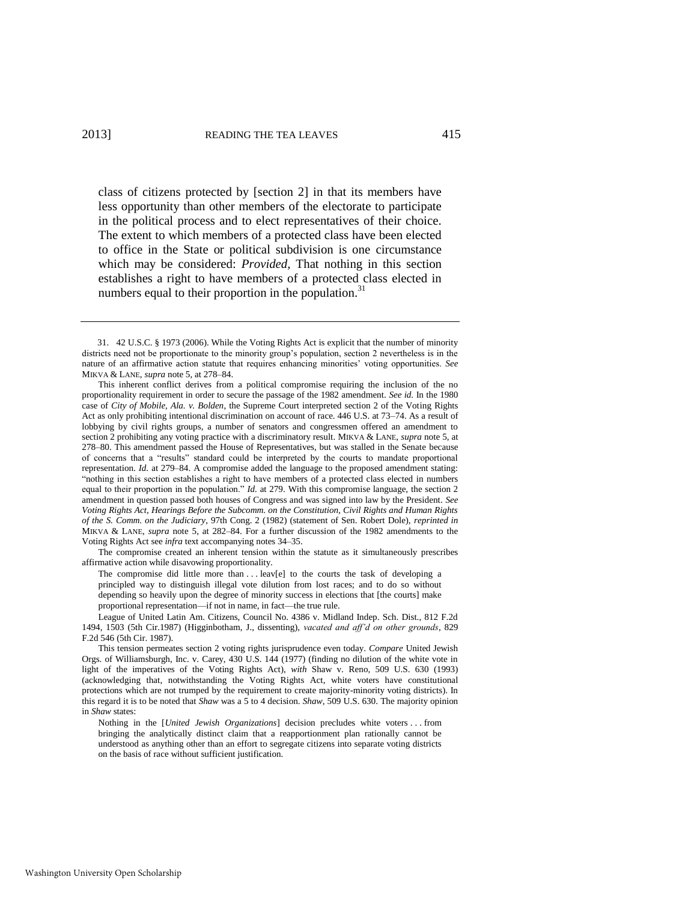class of citizens protected by [section 2] in that its members have less opportunity than other members of the electorate to participate in the political process and to elect representatives of their choice. The extent to which members of a protected class have been elected to office in the State or political subdivision is one circumstance which may be considered: *Provided,* That nothing in this section establishes a right to have members of a protected class elected in numbers equal to their proportion in the population.[31]

---

31. 42 U.S.C. § 1973 (2006). While the Voting Rights Act is explicit that the number of minority districts need not be proportionate to the minority group's population, section 2 nevertheless is in the nature of an affirmative action statute that requires enhancing minorities' voting opportunities. *See* MIKVA & LANE, *supra* note 5, at 278–84.

This inherent conflict derives from a political compromise requiring the inclusion of the no proportionality requirement in order to secure the passage of the 1982 amendment. *See id.* In the 1980 case of *City of Mobile, Ala. v. Bolden*, the Supreme Court interpreted section 2 of the Voting Rights Act as only prohibiting intentional discrimination on account of race. 446 U.S. at 73–74. As a result of lobbying by civil rights groups, a number of senators and congressmen offered an amendment to section 2 prohibiting any voting practice with a discriminatory result. MIKVA & LANE, *supra* note 5, at 278–80. This amendment passed the House of Representatives, but was stalled in the Senate because of concerns that a "results" standard could be interpreted by the courts to mandate proportional representation. *Id.* at 279–84. A compromise added the language to the proposed amendment stating: "nothing in this section establishes a right to have members of a protected class elected in numbers equal to their proportion in the population." *Id.* at 279. With this compromise language, the section 2 amendment in question passed both houses of Congress and was signed into law by the President. *See Voting Rights Act, Hearings Before the Subcomm. on the Constitution, Civil Rights and Human Rights of the S. Comm. on the Judiciary*, 97th Cong. 2 (1982) (statement of Sen. Robert Dole), *reprinted in* MIKVA & LANE, *supra* note 5, at 282–84. For a further discussion of the 1982 amendments to the Voting Rights Act see *infra* text accompanying notes 34–35.

The compromise created an inherent tension within the statute as it simultaneously prescribes affirmative action while disavowing proportionality.

> The compromise did little more than . . . leav[e] to the courts the task of developing a principled way to distinguish illegal vote dilution from lost races; and to do so without depending so heavily upon the degree of minority success in elections that [the courts] make proportional representation—if not in name, in fact—the true rule.

League of United Latin Am. Citizens, Council No. 4386 v. Midland Indep. Sch. Dist., 812 F.2d 1494, 1503 (5th Cir.1987) (Higginbotham, J., dissenting), *vacated and aff'd on other grounds*, 829 F.2d 546 (5th Cir. 1987).

This tension permeates section 2 voting rights jurisprudence even today. *Compare* United Jewish Orgs. of Williamsburgh, Inc. v. Carey, 430 U.S. 144 (1977) (finding no dilution of the white vote in light of the imperatives of the Voting Rights Act), *with* Shaw v. Reno, 509 U.S. 630 (1993) (acknowledging that, notwithstanding the Voting Rights Act, white voters have constitutional protections which are not trumped by the requirement to create majority-minority voting districts). In this regard it is to be noted that *Shaw* was a 5 to 4 decision. *Shaw*, 509 U.S. 630. The majority opinion in *Shaw* states:

> Nothing in the [*United Jewish Organizations*] decision precludes white voters . . . from bringing the analytically distinct claim that a reapportionment plan rationally cannot be understood as anything other than an effort to segregate citizens into separate voting districts on the basis of race without sufficient justification.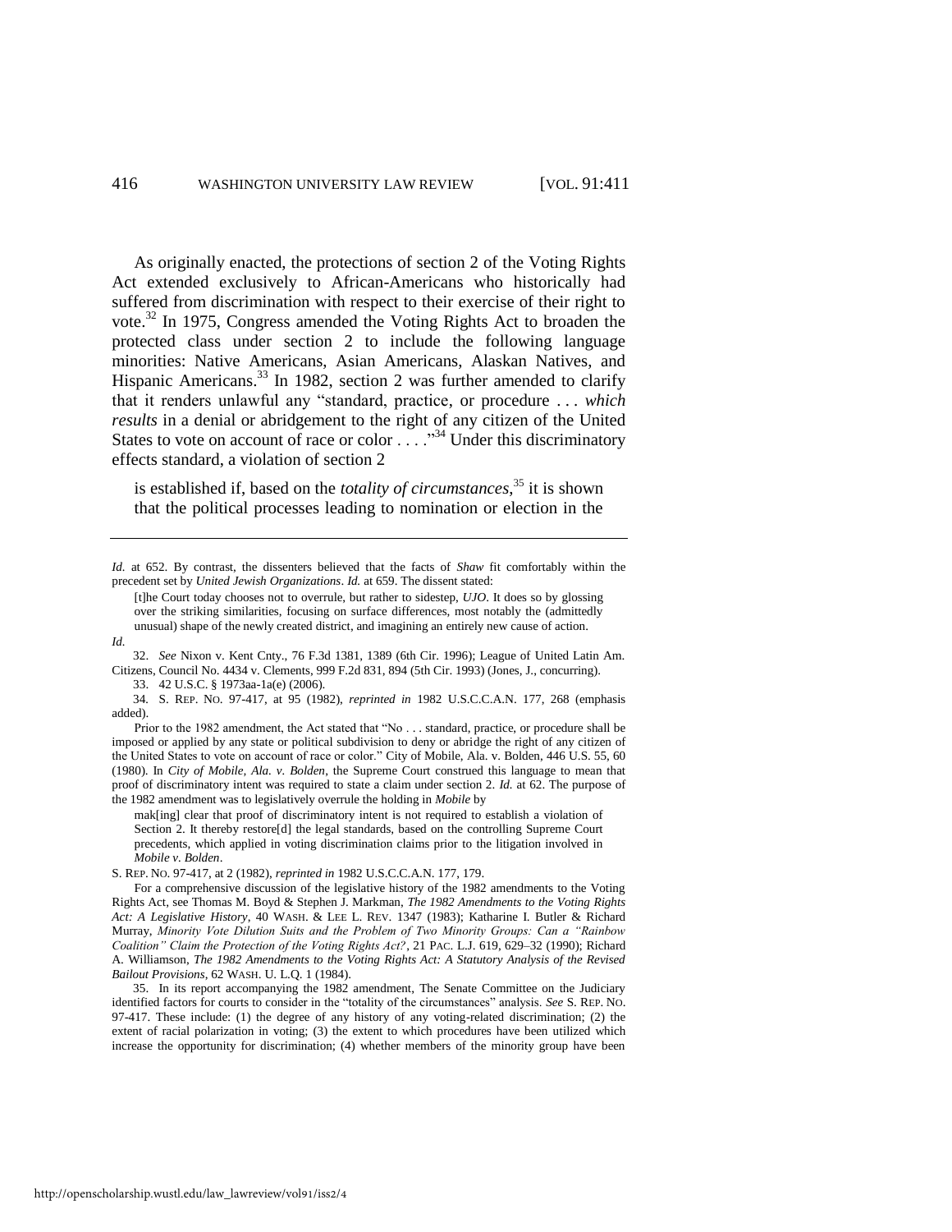As originally enacted, the protections of section 2 of the Voting Rights Act extended exclusively to African-Americans who historically had suffered from discrimination with respect to their exercise of their right to vote.[32] In 1975, Congress amended the Voting Rights Act to broaden the protected class under section 2 to include the following language minorities: Native Americans, Asian Americans, Alaskan Natives, and Hispanic Americans.[33] In 1982, section 2 was further amended to clarify that it renders unlawful any "standard, practice, or procedure . . . *which results* in a denial or abridgement to the right of any citizen of the United States to vote on account of race or color . . . ."[34] Under this discriminatory effects standard, a violation of section 2

> is established if, based on the *totality of circumstances*,[35] it is shown that the political processes leading to nomination or election in the

---

*Id.* at 652. By contrast, the dissenters believed that the facts of *Shaw* fit comfortably within the precedent set by *United Jewish Organizations*. *Id.* at 659. The dissent stated:

> [t]he Court today chooses not to overrule, but rather to sidestep, *UJO*. It does so by glossing over the striking similarities, focusing on surface differences, most notably the (admittedly unusual) shape of the newly created district, and imagining an entirely new cause of action.

*Id.*

32. *See* Nixon v. Kent Cnty., 76 F.3d 1381, 1389 (6th Cir. 1996); League of United Latin Am. Citizens, Council No. 4434 v. Clements, 999 F.2d 831, 894 (5th Cir. 1993) (Jones, J., concurring).

33. 42 U.S.C. § 1973aa-1a(e) (2006).

34. S. REP. NO. 97-417, at 95 (1982), *reprinted in* 1982 U.S.C.C.A.N. 177, 268 (emphasis added).

Prior to the 1982 amendment, the Act stated that "No . . . standard, practice, or procedure shall be imposed or applied by any state or political subdivision to deny or abridge the right of any citizen of the United States to vote on account of race or color." City of Mobile, Ala. v. Bolden, 446 U.S. 55, 60 (1980). In *City of Mobile, Ala. v. Bolden*, the Supreme Court construed this language to mean that proof of discriminatory intent was required to state a claim under section 2. *Id.* at 62. The purpose of the 1982 amendment was to legislatively overrule the holding in *Mobile* by

> mak[ing] clear that proof of discriminatory intent is not required to establish a violation of Section 2. It thereby restore[d] the legal standards, based on the controlling Supreme Court precedents, which applied in voting discrimination claims prior to the litigation involved in *Mobile v. Bolden*.

S. REP. NO. 97-417, at 2 (1982), *reprinted in* 1982 U.S.C.C.A.N. 177, 179.

For a comprehensive discussion of the legislative history of the 1982 amendments to the Voting Rights Act, see Thomas M. Boyd & Stephen J. Markman, *The 1982 Amendments to the Voting Rights Act: A Legislative History*, 40 WASH. & LEE L. REV. 1347 (1983); Katharine I. Butler & Richard Murray, *Minority Vote Dilution Suits and the Problem of Two Minority Groups: Can a "Rainbow Coalition" Claim the Protection of the Voting Rights Act?*, 21 PAC. L.J. 619, 629–32 (1990); Richard A. Williamson, *The 1982 Amendments to the Voting Rights Act: A Statutory Analysis of the Revised Bailout Provisions*, 62 WASH. U. L.Q. 1 (1984).

35. In its report accompanying the 1982 amendment, The Senate Committee on the Judiciary identified factors for courts to consider in the "totality of the circumstances" analysis. *See* S. REP. NO. 97-417. These include: (1) the degree of any history of any voting-related discrimination; (2) the extent of racial polarization in voting; (3) the extent to which procedures have been utilized which increase the opportunity for discrimination; (4) whether members of the minority group have been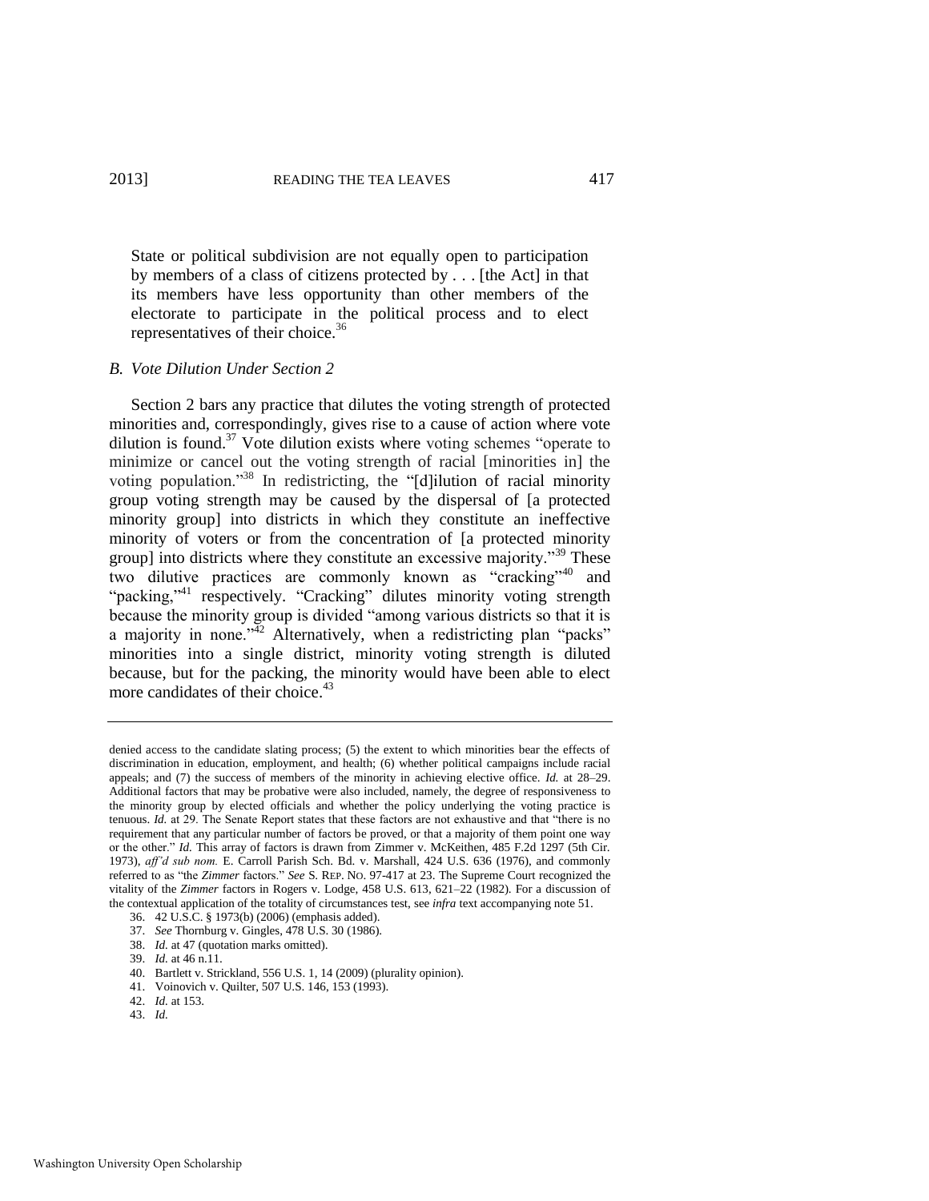State or political subdivision are not equally open to participation by members of a class of citizens protected by . . . [the Act] in that its members have less opportunity than other members of the electorate to participate in the political process and to elect representatives of their choice."[36]

### *B. Vote Dilution Under Section 2*

Section 2 bars any practice that dilutes the voting strength of protected minorities and, correspondingly, gives rise to a cause of action where vote dilution is found.[37] Vote dilution exists where voting schemes "operate to minimize or cancel out the voting strength of racial [minorities in] the voting population."[38] In redistricting, the "[d]ilution of racial minority group voting strength may be caused by the dispersal of [a protected minority group] into districts in which they constitute an ineffective minority of voters or from the concentration of [a protected minority group] into districts where they constitute an excessive majority."[39] These two dilutive practices are commonly known as "cracking"[40] and "packing,"[41] respectively. "Cracking" dilutes minority voting strength because the minority group is divided "among various districts so that it is a majority in none."[42] Alternatively, when a redistricting plan "packs" minorities into a single district, minority voting strength is diluted because, but for the packing, the minority would have been able to elect more candidates of their choice.[43]

---

denied access to the candidate slating process; (5) the extent to which minorities bear the effects of discrimination in education, employment, and health; (6) whether political campaigns include racial appeals; and (7) the success of members of the minority in achieving elective office. *Id.* at 28–29. Additional factors that may be probative were also included, namely, the degree of responsiveness to the minority group by elected officials and whether the policy underlying the voting practice is tenuous. *Id.* at 29. The Senate Report states that these factors are not exhaustive and that "there is no requirement that any particular number of factors be proved, or that a majority of them point one way or the other." *Id.* This array of factors is drawn from Zimmer v. McKeithen, 485 F.2d 1297 (5th Cir. 1973), *aff'd sub nom.* E. Carroll Parish Sch. Bd. v. Marshall, 424 U.S. 636 (1976), and commonly referred to as "the *Zimmer* factors." *See* S. REP. NO. 97-417 at 23. The Supreme Court recognized the vitality of the *Zimmer* factors in Rogers v. Lodge, 458 U.S. 613, 621–22 (1982). For a discussion of the contextual application of the totality of circumstances test, see *infra* text accompanying note 51.

36. 42 U.S.C. § 1973(b) (2006) (emphasis added).

37. *See* Thornburg v. Gingles, 478 U.S. 30 (1986).

38. *Id.* at 47 (quotation marks omitted).

39. *Id.* at 46 n.11.

40. Bartlett v. Strickland, 556 U.S. 1, 14 (2009) (plurality opinion).

41. Voinovich v. Quilter, 507 U.S. 146, 153 (1993).

42. *Id.* at 153.

43. *Id.*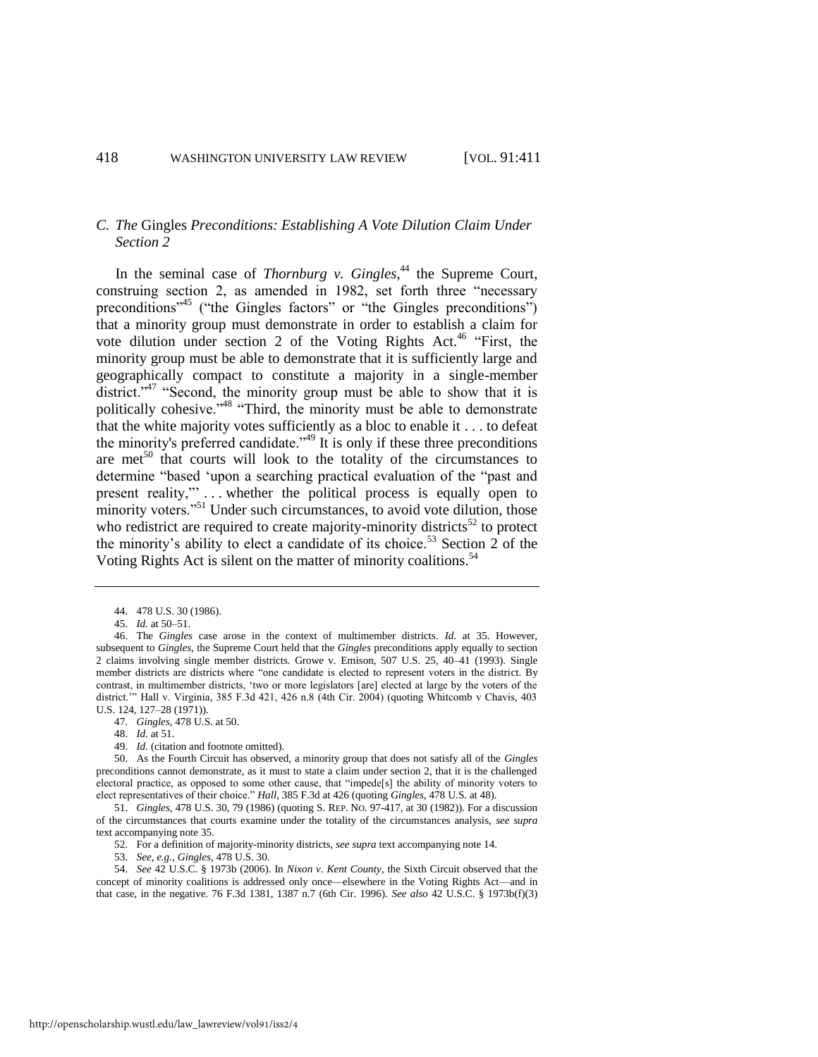### *C. The* Gingles *Preconditions: Establishing A Vote Dilution Claim Under Section 2*

In the seminal case of *Thornburg v. Gingles*,[44] the Supreme Court, construing section 2, as amended in 1982, set forth three "necessary preconditions"[45] ("the Gingles factors" or "the Gingles preconditions") that a minority group must demonstrate in order to establish a claim for vote dilution under section 2 of the Voting Rights Act.[46] "First, the minority group must be able to demonstrate that it is sufficiently large and geographically compact to constitute a majority in a single-member district."[47] "Second, the minority group must be able to show that it is politically cohesive."[48] "Third, the minority must be able to demonstrate that the white majority votes sufficiently as a bloc to enable it . . . to defeat the minority's preferred candidate."[49] It is only if these three preconditions are met[50] that courts will look to the totality of the circumstances to determine "based 'upon a searching practical evaluation of the "past and present reality,"' . . . whether the political process is equally open to minority voters."[51] Under such circumstances, to avoid vote dilution, those who redistrict are required to create majority-minority districts[52] to protect the minority's ability to elect a candidate of its choice.[53] Section 2 of the Voting Rights Act is silent on the matter of minority coalitions.[54]

---

44. 478 U.S. 30 (1986).

45. *Id.* at 50–51.

46. The *Gingles* case arose in the context of multimember districts. *Id.* at 35. However, subsequent to *Gingles*, the Supreme Court held that the *Gingles* preconditions apply equally to section 2 claims involving single member districts. Growe v. Emison, 507 U.S. 25, 40–41 (1993). Single member districts are districts where "one candidate is elected to represent voters in the district. By contrast, in multimember districts, 'two or more legislators [are] elected at large by the voters of the district.'" Hall v. Virginia, 385 F.3d 421, 426 n.8 (4th Cir. 2004) (quoting Whitcomb v Chavis, 403 U.S. 124, 127–28 (1971)).

47. *Gingles*, 478 U.S. at 50.

48. *Id.* at 51.

49. *Id.* (citation and footnote omitted).

50. As the Fourth Circuit has observed, a minority group that does not satisfy all of the *Gingles* preconditions cannot demonstrate, as it must to state a claim under section 2, that it is the challenged electoral practice, as opposed to some other cause, that "impede[s] the ability of minority voters to elect representatives of their choice." *Hall*, 385 F.3d at 426 (quoting *Gingles*, 478 U.S. at 48).

51. *Gingles*, 478 U.S. 30, 79 (1986) (quoting S. REP. NO. 97-417, at 30 (1982)). For a discussion of the circumstances that courts examine under the totality of the circumstances analysis, *see supra* text accompanying note 35.

52. For a definition of majority-minority districts, *see supra* text accompanying note 14.

53. *See, e.g.*, *Gingles*, 478 U.S. 30.

54. *See* 42 U.S.C. § 1973b (2006). In *Nixon v. Kent County*, the Sixth Circuit observed that the concept of minority coalitions is addressed only once—elsewhere in the Voting Rights Act—and in that case, in the negative. 76 F.3d 1381, 1387 n.7 (6th Cir. 1996). *See also* 42 U.S.C. § 1973b(f)(3)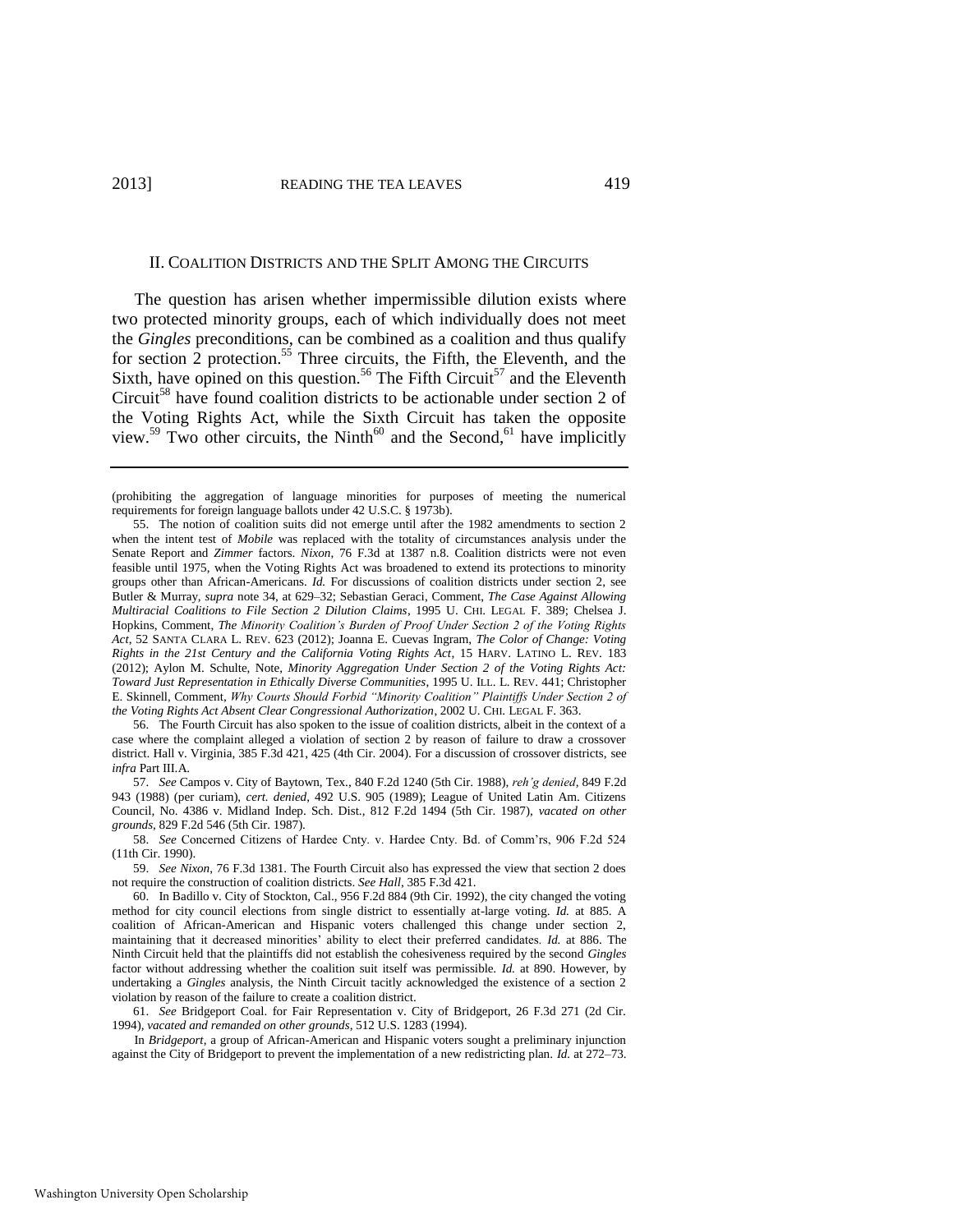## II. Coalition Districts and the Split Among the Circuits

The question has arisen whether impermissible dilution exists where two protected minority groups, each of which individually does not meet the *Gingles* preconditions, can be combined as a coalition and thus qualify for section 2 protection.[55] Three circuits, the Fifth, the Eleventh, and the Sixth, have opined on this question.[56] The Fifth Circuit[57] and the Eleventh Circuit[58] have found coalition districts to be actionable under section 2 of the Voting Rights Act, while the Sixth Circuit has taken the opposite view.[59] Two other circuits, the Ninth[60] and the Second,[61] have implicitly

---

(prohibiting the aggregation of language minorities for purposes of meeting the numerical requirements for foreign language ballots under 42 U.S.C. § 1973b).

55. The notion of coalition suits did not emerge until after the 1982 amendments to section 2 when the intent test of *Mobile* was replaced with the totality of circumstances analysis under the Senate Report and *Zimmer* factors. *Nixon*, 76 F.3d at 1387 n.8. Coalition districts were not even feasible until 1975, when the Voting Rights Act was broadened to extend its protections to minority groups other than African-Americans. *Id.* For discussions of coalition districts under section 2, see Butler & Murray, *supra* note 34, at 629–32; Sebastian Geraci, Comment, *The Case Against Allowing Multiracial Coalitions to File Section 2 Dilution Claims*, 1995 U. CHI. LEGAL F. 389; Chelsea J. Hopkins, Comment, *The Minority Coalition's Burden of Proof Under Section 2 of the Voting Rights Act*, 52 SANTA CLARA L. REV. 623 (2012); Joanna E. Cuevas Ingram, *The Color of Change: Voting Rights in the 21st Century and the California Voting Rights Act*, 15 HARV. LATINO L. REV. 183 (2012); Aylon M. Schulte, Note, *Minority Aggregation Under Section 2 of the Voting Rights Act: Toward Just Representation in Ethically Diverse Communities*, 1995 U. ILL. L. REV. 441; Christopher E. Skinnell, Comment, *Why Courts Should Forbid "Minority Coalition" Plaintiffs Under Section 2 of the Voting Rights Act Absent Clear Congressional Authorization*, 2002 U. CHI. LEGAL F. 363.

56. The Fourth Circuit has also spoken to the issue of coalition districts, albeit in the context of a case where the complaint alleged a violation of section 2 by reason of failure to draw a crossover district. Hall v. Virginia, 385 F.3d 421, 425 (4th Cir. 2004). For a discussion of crossover districts, see *infra* Part III.A.

57. *See* Campos v. City of Baytown, Tex., 840 F.2d 1240 (5th Cir. 1988), *reh'g denied*, 849 F.2d 943 (1988) (per curiam), *cert. denied*, 492 U.S. 905 (1989); League of United Latin Am. Citizens Council, No. 4386 v. Midland Indep. Sch. Dist., 812 F.2d 1494 (5th Cir. 1987), *vacated on other grounds*, 829 F.2d 546 (5th Cir. 1987).

58. *See* Concerned Citizens of Hardee Cnty. v. Hardee Cnty. Bd. of Comm'rs, 906 F.2d 524 (11th Cir. 1990).

59. *See Nixon*, 76 F.3d 1381. The Fourth Circuit also has expressed the view that section 2 does not require the construction of coalition districts. *See Hall*, 385 F.3d 421.

60. In Badillo v. City of Stockton, Cal., 956 F.2d 884 (9th Cir. 1992), the city changed the voting method for city council elections from single district to essentially at-large voting. *Id.* at 885. A coalition of African-American and Hispanic voters challenged this change under section 2, maintaining that it decreased minorities' ability to elect their preferred candidates. *Id.* at 886. The Ninth Circuit held that the plaintiffs did not establish the cohesiveness required by the second *Gingles* factor without addressing whether the coalition suit itself was permissible. *Id.* at 890. However, by undertaking a *Gingles* analysis, the Ninth Circuit tacitly acknowledged the existence of a section 2 violation by reason of the failure to create a coalition district.

61. *See* Bridgeport Coal. for Fair Representation v. City of Bridgeport, 26 F.3d 271 (2d Cir. 1994), *vacated and remanded on other grounds*, 512 U.S. 1283 (1994).

In *Bridgeport*, a group of African-American and Hispanic voters sought a preliminary injunction against the City of Bridgeport to prevent the implementation of a new redistricting plan. *Id.* at 272–73.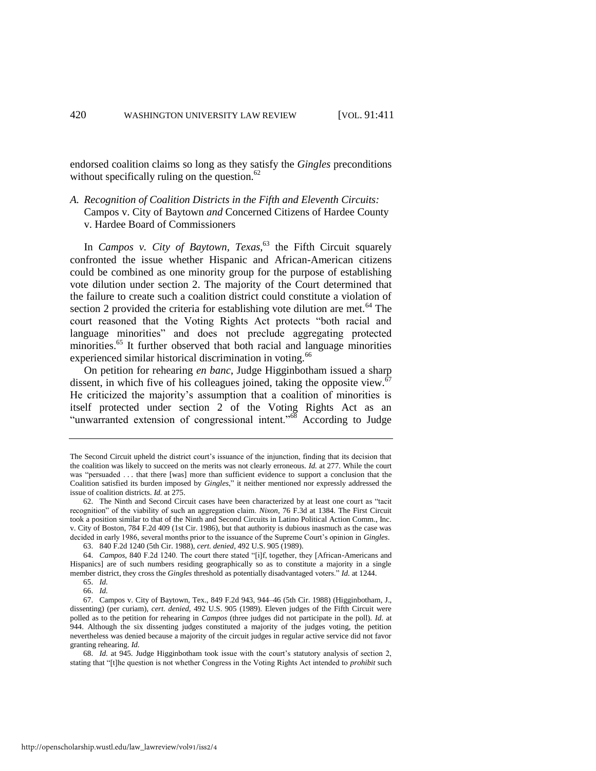endorsed coalition claims so long as they satisfy the *Gingles* preconditions without specifically ruling on the question.[62]

### *A. Recognition of Coalition Districts in the Fifth and Eleventh Circuits:* Campos v. City of Baytown *and* Concerned Citizens of Hardee County v. Hardee Board of Commissioners

In *Campos v. City of Baytown, Texas*,[63] the Fifth Circuit squarely confronted the issue whether Hispanic and African-American citizens could be combined as one minority group for the purpose of establishing vote dilution under section 2. The majority of the Court determined that the failure to create such a coalition district could constitute a violation of section 2 provided the criteria for establishing vote dilution are met.[64] The court reasoned that the Voting Rights Act protects "both racial and language minorities" and does not preclude aggregating protected minorities.[65] It further observed that both racial and language minorities experienced similar historical discrimination in voting.[66]

On petition for rehearing *en banc*, Judge Higginbotham issued a sharp dissent, in which five of his colleagues joined, taking the opposite view.[67] He criticized the majority's assumption that a coalition of minorities is itself protected under section 2 of the Voting Rights Act as an "unwarranted extension of congressional intent."[68] According to Judge

---

The Second Circuit upheld the district court's issuance of the injunction, finding that its decision that the coalition was likely to succeed on the merits was not clearly erroneous. *Id.* at 277. While the court was "persuaded . . . that there [was] more than sufficient evidence to support a conclusion that the Coalition satisfied its burden imposed by *Gingles*," it neither mentioned nor expressly addressed the issue of coalition districts. *Id.* at 275.

62. The Ninth and Second Circuit cases have been characterized by at least one court as "tacit recognition" of the viability of such an aggregation claim. *Nixon*, 76 F.3d at 1384. The First Circuit took a position similar to that of the Ninth and Second Circuits in Latino Political Action Comm., Inc. v. City of Boston, 784 F.2d 409 (1st Cir. 1986), but that authority is dubious inasmuch as the case was decided in early 1986, several months prior to the issuance of the Supreme Court's opinion in *Gingles*.

63. 840 F.2d 1240 (5th Cir. 1988), *cert. denied*, 492 U.S. 905 (1989).

64. *Campos*, 840 F.2d 1240. The court there stated "[i]f, together, they [African-Americans and Hispanics] are of such numbers residing geographically so as to constitute a majority in a single member district, they cross the *Gingles* threshold as potentially disadvantaged voters." *Id.* at 1244.

65. *Id.*

66. *Id.*

67. Campos v. City of Baytown, Tex., 849 F.2d 943, 944–46 (5th Cir. 1988) (Higginbotham, J., dissenting) (per curiam), *cert. denied*, 492 U.S. 905 (1989). Eleven judges of the Fifth Circuit were polled as to the petition for rehearing in *Campos* (three judges did not participate in the poll). *Id.* at 944. Although the six dissenting judges constituted a majority of the judges voting, the petition nevertheless was denied because a majority of the circuit judges in regular active service did not favor granting rehearing. *Id.*

68. *Id.* at 945. Judge Higginbotham took issue with the court's statutory analysis of section 2, stating that "[t]he question is not whether Congress in the Voting Rights Act intended to *prohibit* such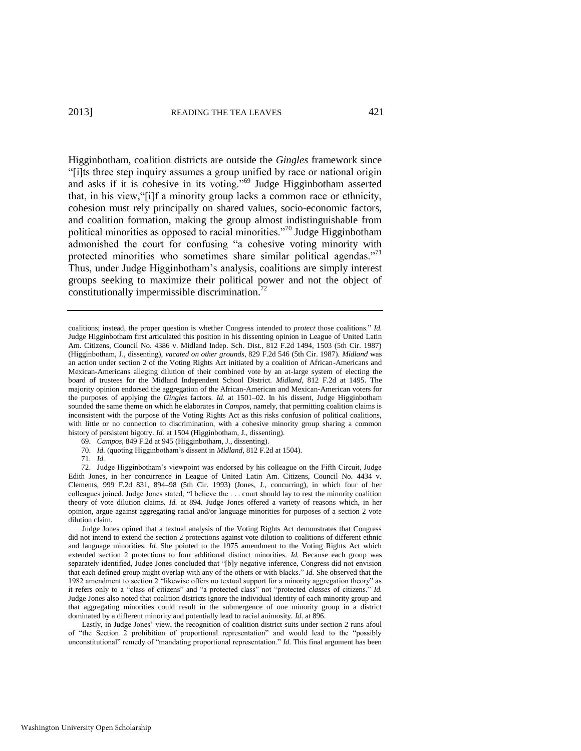Higginbotham, coalition districts are outside the *Gingles* framework since "[i]ts three step inquiry assumes a group unified by race or national origin and asks if it is cohesive in its voting."[69] Judge Higginbotham asserted that, in his view,"[i]f a minority group lacks a common race or ethnicity, cohesion must rely principally on shared values, socio-economic factors, and coalition formation, making the group almost indistinguishable from political minorities as opposed to racial minorities."[70] Judge Higginbotham admonished the court for confusing "a cohesive voting minority with protected minorities who sometimes share similar political agendas."[71] Thus, under Judge Higginbotham's analysis, coalitions are simply interest groups seeking to maximize their political power and not the object of constitutionally impermissible discrimination.[72]

---

coalitions; instead, the proper question is whether Congress intended to *protect* those coalitions." *Id.* Judge Higginbotham first articulated this position in his dissenting opinion in League of United Latin Am. Citizens, Council No. 4386 v. Midland Indep. Sch. Dist., 812 F.2d 1494, 1503 (5th Cir. 1987) (Higginbotham, J., dissenting), *vacated on other grounds*, 829 F.2d 546 (5th Cir. 1987). *Midland* was an action under section 2 of the Voting Rights Act initiated by a coalition of African-Americans and Mexican-Americans alleging dilution of their combined vote by an at-large system of electing the board of trustees for the Midland Independent School District. *Midland*, 812 F.2d at 1495. The majority opinion endorsed the aggregation of the African-American and Mexican-American voters for the purposes of applying the *Gingles* factors. *Id.* at 1501–02. In his dissent, Judge Higginbotham sounded the same theme on which he elaborates in *Campos*, namely, that permitting coalition claims is inconsistent with the purpose of the Voting Rights Act as this risks confusion of political coalitions, with little or no connection to discrimination, with a cohesive minority group sharing a common history of persistent bigotry. *Id.* at 1504 (Higginbotham, J., dissenting).

69. *Campos*, 849 F.2d at 945 (Higginbotham, J., dissenting).

70. *Id.* (quoting Higginbotham's dissent in *Midland*, 812 F.2d at 1504).

71. *Id.*

72. Judge Higginbotham's viewpoint was endorsed by his colleague on the Fifth Circuit, Judge Edith Jones, in her concurrence in League of United Latin Am. Citizens, Council No. 4434 v. Clements, 999 F.2d 831, 894–98 (5th Cir. 1993) (Jones, J., concurring), in which four of her colleagues joined. Judge Jones stated, "I believe the . . . court should lay to rest the minority coalition theory of vote dilution claims. *Id.* at 894. Judge Jones offered a variety of reasons which, in her opinion, argue against aggregating racial and/or language minorities for purposes of a section 2 vote dilution claim.

Judge Jones opined that a textual analysis of the Voting Rights Act demonstrates that Congress did not intend to extend the section 2 protections against vote dilution to coalitions of different ethnic and language minorities. *Id.* She pointed to the 1975 amendment to the Voting Rights Act which extended section 2 protections to four additional distinct minorities. *Id.* Because each group was separately identified, Judge Jones concluded that "[b]y negative inference, Congress did not envision that each defined group might overlap with any of the others or with blacks." *Id.* She observed that the 1982 amendment to section 2 "likewise offers no textual support for a minority aggregation theory" as it refers only to a "class of citizens" and "a protected class" not "protected *classes* of citizens." *Id.* Judge Jones also noted that coalition districts ignore the individual identity of each minority group and that aggregating minorities could result in the submergence of one minority group in a district dominated by a different minority and potentially lead to racial animosity. *Id.* at 896.

Lastly, in Judge Jones' view, the recognition of coalition district suits under section 2 runs afoul of "the Section 2 prohibition of proportional representation" and would lead to the "possibly unconstitutional" remedy of "mandating proportional representation." *Id.* This final argument has been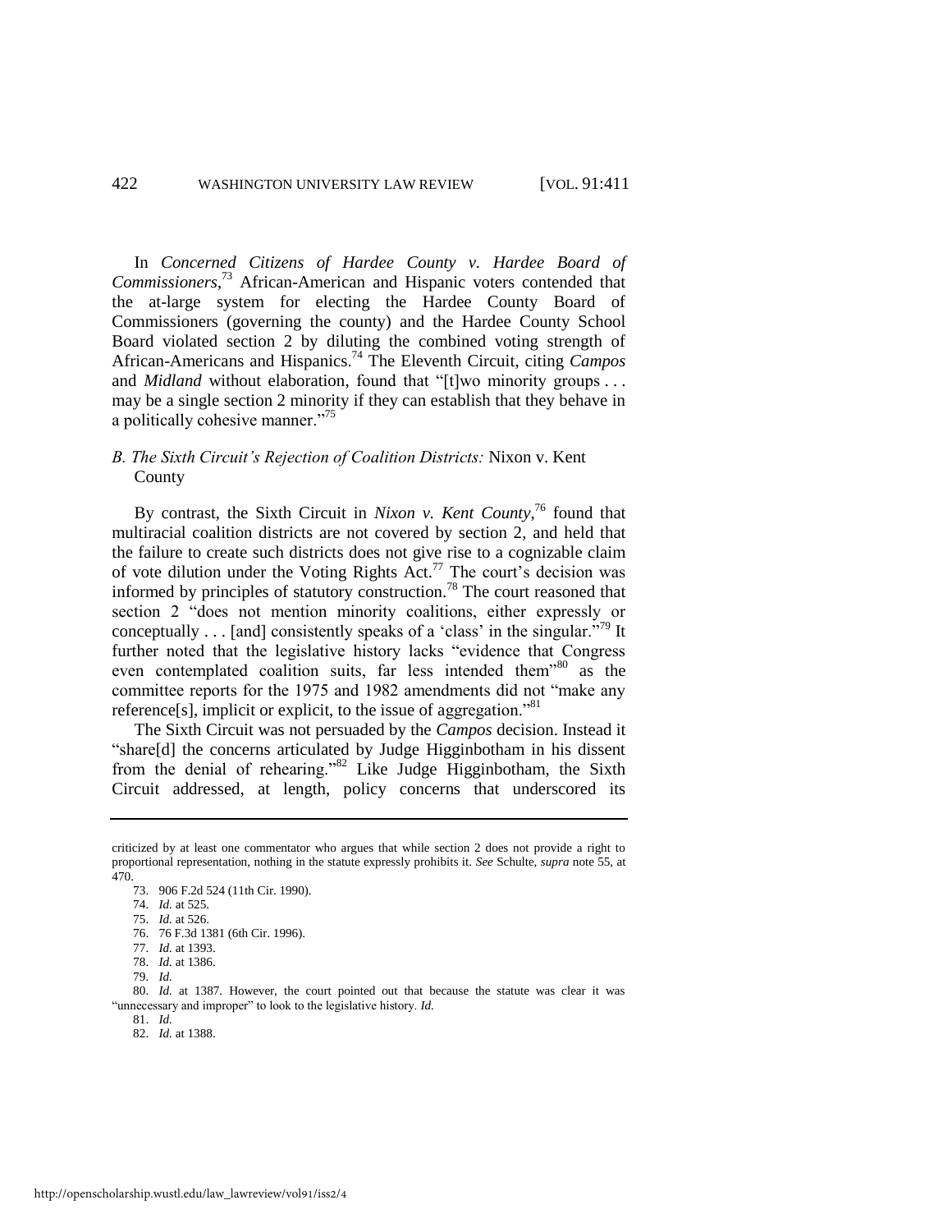In *Concerned Citizens of Hardee County v. Hardee Board of Commissioners*,[73] African-American and Hispanic voters contended that the at-large system for electing the Hardee County Board of Commissioners (governing the county) and the Hardee County School Board violated section 2 by diluting the combined voting strength of African-Americans and Hispanics.[74] The Eleventh Circuit, citing *Campos* and *Midland* without elaboration, found that "[t]wo minority groups . . . may be a single section 2 minority if they can establish that they behave in a politically cohesive manner."[75]

### *B. The Sixth Circuit's Rejection of Coalition Districts:* Nixon v. Kent County

By contrast, the Sixth Circuit in *Nixon v. Kent County*,[76] found that multiracial coalition districts are not covered by section 2, and held that the failure to create such districts does not give rise to a cognizable claim of vote dilution under the Voting Rights Act.[77] The court's decision was informed by principles of statutory construction.[78] The court reasoned that section 2 "does not mention minority coalitions, either expressly or conceptually . . . [and] consistently speaks of a 'class' in the singular."[79] It further noted that the legislative history lacks "evidence that Congress even contemplated coalition suits, far less intended them"[80] as the committee reports for the 1975 and 1982 amendments did not "make any reference[s], implicit or explicit, to the issue of aggregation."[81]

The Sixth Circuit was not persuaded by the *Campos* decision. Instead it "share[d] the concerns articulated by Judge Higginbotham in his dissent from the denial of rehearing."[82] Like Judge Higginbotham, the Sixth Circuit addressed, at length, policy concerns that underscored its

---

criticized by at least one commentator who argues that while section 2 does not provide a right to proportional representation, nothing in the statute expressly prohibits it. *See* Schulte, *supra* note 55, at 470.

73. 906 F.2d 524 (11th Cir. 1990).

74. *Id.* at 525.

75. *Id.* at 526.

76. 76 F.3d 1381 (6th Cir. 1996).

77. *Id.* at 1393.

78. *Id.* at 1386.

79. *Id.*

80. *Id.* at 1387. However, the court pointed out that because the statute was clear it was "unnecessary and improper" to look to the legislative history. *Id.*

81. *Id.*

82. *Id.* at 1388.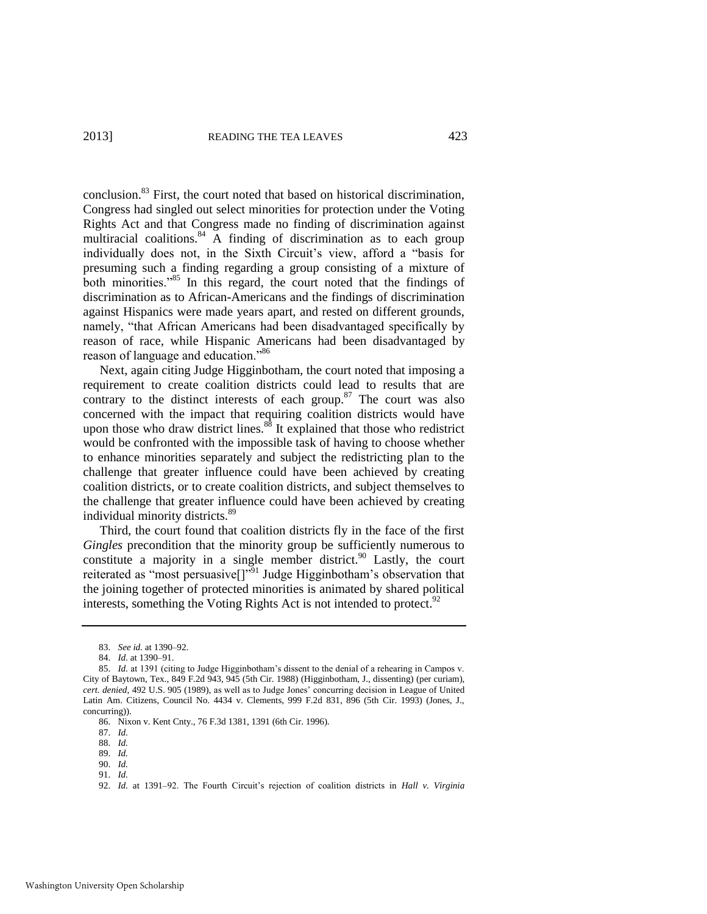conclusion.[83] First, the court noted that based on historical discrimination, Congress had singled out select minorities for protection under the Voting Rights Act and that Congress made no finding of discrimination against multiracial coalitions.[84] A finding of discrimination as to each group individually does not, in the Sixth Circuit's view, afford a "basis for presuming such a finding regarding a group consisting of a mixture of both minorities."[85] In this regard, the court noted that the findings of discrimination as to African-Americans and the findings of discrimination against Hispanics were made years apart, and rested on different grounds, namely, "that African Americans had been disadvantaged specifically by reason of race, while Hispanic Americans had been disadvantaged by reason of language and education."[86]

Next, again citing Judge Higginbotham, the court noted that imposing a requirement to create coalition districts could lead to results that are contrary to the distinct interests of each group.[87] The court was also concerned with the impact that requiring coalition districts would have upon those who draw district lines.[88] It explained that those who redistrict would be confronted with the impossible task of having to choose whether to enhance minorities separately and subject the redistricting plan to the challenge that greater influence could have been achieved by creating coalition districts, or to create coalition districts, and subject themselves to the challenge that greater influence could have been achieved by creating individual minority districts.[89]

Third, the court found that coalition districts fly in the face of the first *Gingles* precondition that the minority group be sufficiently numerous to constitute a majority in a single member district.[90] Lastly, the court reiterated as "most persuasive[]"[91] Judge Higginbotham's observation that the joining together of protected minorities is animated by shared political interests, something the Voting Rights Act is not intended to protect.[92]

---

83. *See id.* at 1390–92.

84. *Id.* at 1390–91.

85. *Id.* at 1391 (citing to Judge Higginbotham's dissent to the denial of a rehearing in Campos v. City of Baytown, Tex., 849 F.2d 943, 945 (5th Cir. 1988) (Higginbotham, J., dissenting) (per curiam), *cert. denied*, 492 U.S. 905 (1989), as well as to Judge Jones' concurring decision in League of United Latin Am. Citizens, Council No. 4434 v. Clements, 999 F.2d 831, 896 (5th Cir. 1993) (Jones, J., concurring)).

86. Nixon v. Kent Cnty., 76 F.3d 1381, 1391 (6th Cir. 1996).

87. *Id.*

88. *Id.*

89. *Id.*

90. *Id.*

91. *Id.*

92. *Id.* at 1391–92. The Fourth Circuit's rejection of coalition districts in *Hall v. Virginia*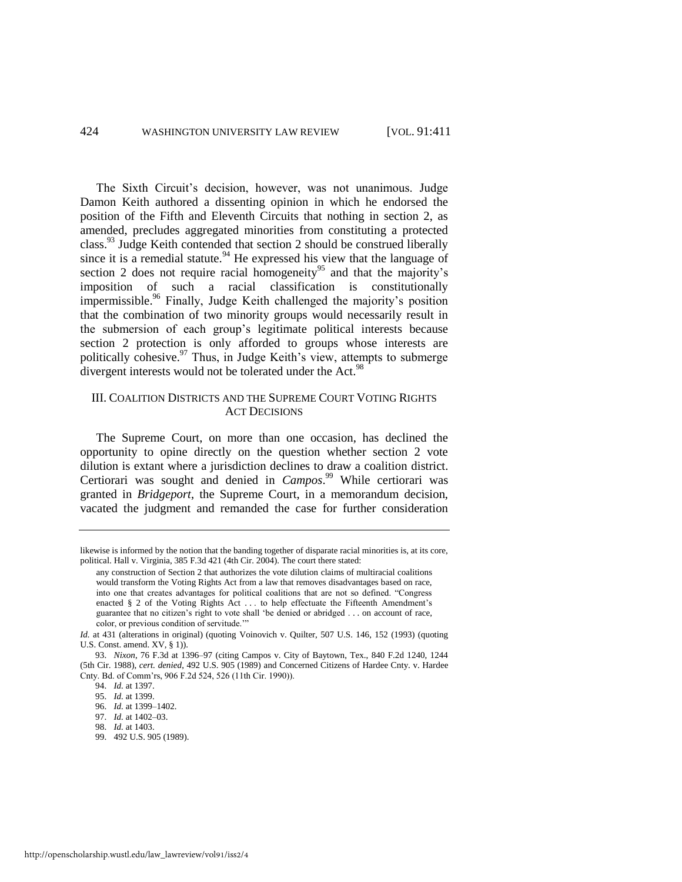The Sixth Circuit's decision, however, was not unanimous. Judge Damon Keith authored a dissenting opinion in which he endorsed the position of the Fifth and Eleventh Circuits that nothing in section 2, as amended, precludes aggregated minorities from constituting a protected class.[93] Judge Keith contended that section 2 should be construed liberally since it is a remedial statute.[94] He expressed his view that the language of section 2 does not require racial homogeneity[95] and that the majority's imposition of such a racial classification is constitutionally impermissible.[96] Finally, Judge Keith challenged the majority's position that the combination of two minority groups would necessarily result in the submersion of each group's legitimate political interests because section 2 protection is only afforded to groups whose interests are politically cohesive.[97] Thus, in Judge Keith's view, attempts to submerge divergent interests would not be tolerated under the Act.[98]

## III. COALITION DISTRICTS AND THE SUPREME COURT VOTING RIGHTS ACT DECISIONS

The Supreme Court, on more than one occasion, has declined the opportunity to opine directly on the question whether section 2 vote dilution is extant where a jurisdiction declines to draw a coalition district. Certiorari was sought and denied in *Campos*.[99] While certiorari was granted in *Bridgeport*, the Supreme Court, in a memorandum decision, vacated the judgment and remanded the case for further consideration

---

likewise is informed by the notion that the banding together of disparate racial minorities is, at its core, political. Hall v. Virginia, 385 F.3d 421 (4th Cir. 2004). The court there stated:

> any construction of Section 2 that authorizes the vote dilution claims of multiracial coalitions would transform the Voting Rights Act from a law that removes disadvantages based on race, into one that creates advantages for political coalitions that are not so defined. "Congress enacted § 2 of the Voting Rights Act . . . to help effectuate the Fifteenth Amendment's guarantee that no citizen's right to vote shall 'be denied or abridged . . . on account of race, color, or previous condition of servitude.'"

*Id.* at 431 (alterations in original) (quoting Voinovich v. Quilter, 507 U.S. 146, 152 (1993) (quoting U.S. Const. amend. XV, § 1)).

93. *Nixon*, 76 F.3d at 1396–97 (citing Campos v. City of Baytown, Tex., 840 F.2d 1240, 1244 (5th Cir. 1988), *cert. denied*, 492 U.S. 905 (1989) and Concerned Citizens of Hardee Cnty. v. Hardee Cnty. Bd. of Comm'rs, 906 F.2d 524, 526 (11th Cir. 1990)).

94. *Id.* at 1397.

95. *Id.* at 1399.

96. *Id.* at 1399–1402.

97. *Id.* at 1402–03.

98. *Id.* at 1403.

99. 492 U.S. 905 (1989).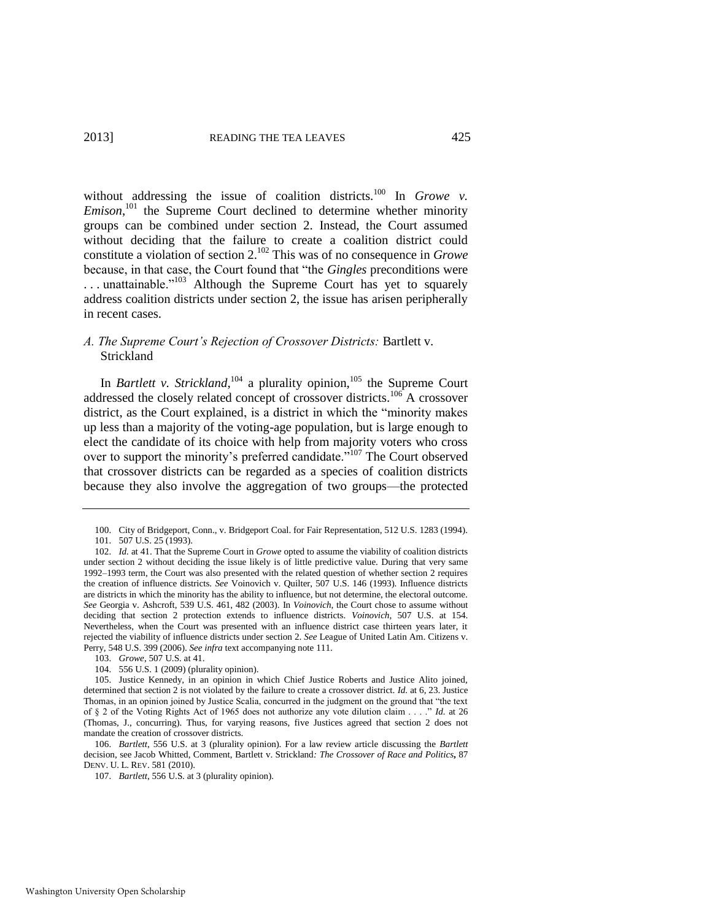without addressing the issue of coalition districts.[100] In *Growe v. Emison*,[101] the Supreme Court declined to determine whether minority groups can be combined under section 2. Instead, the Court assumed without deciding that the failure to create a coalition district could constitute a violation of section 2.[102] This was of no consequence in *Growe* because, in that case, the Court found that "the *Gingles* preconditions were . . . unattainable."[103] Although the Supreme Court has yet to squarely address coalition districts under section 2, the issue has arisen peripherally in recent cases.

### *A. The Supreme Court's Rejection of Crossover Districts:* Bartlett v. Strickland

In *Bartlett v. Strickland*,[104] a plurality opinion,[105] the Supreme Court addressed the closely related concept of crossover districts.[106] A crossover district, as the Court explained, is a district in which the "minority makes up less than a majority of the voting-age population, but is large enough to elect the candidate of its choice with help from majority voters who cross over to support the minority's preferred candidate."[107] The Court observed that crossover districts can be regarded as a species of coalition districts because they also involve the aggregation of two groups—the protected

---

100. City of Bridgeport, Conn., v. Bridgeport Coal. for Fair Representation, 512 U.S. 1283 (1994).

101. 507 U.S. 25 (1993).

102. *Id.* at 41. That the Supreme Court in *Growe* opted to assume the viability of coalition districts under section 2 without deciding the issue likely is of little predictive value. During that very same 1992–1993 term, the Court was also presented with the related question of whether section 2 requires the creation of influence districts. *See* Voinovich v. Quilter, 507 U.S. 146 (1993). Influence districts are districts in which the minority has the ability to influence, but not determine, the electoral outcome. *See* Georgia v. Ashcroft, 539 U.S. 461, 482 (2003). In *Voinovich*, the Court chose to assume without deciding that section 2 protection extends to influence districts. *Voinovich*, 507 U.S. at 154. Nevertheless, when the Court was presented with an influence district case thirteen years later, it rejected the viability of influence districts under section 2. *See* League of United Latin Am. Citizens v. Perry, 548 U.S. 399 (2006). *See infra* text accompanying note 111.

103. *Growe*, 507 U.S. at 41.

104. 556 U.S. 1 (2009) (plurality opinion).

105. Justice Kennedy, in an opinion in which Chief Justice Roberts and Justice Alito joined, determined that section 2 is not violated by the failure to create a crossover district. *Id.* at 6, 23. Justice Thomas, in an opinion joined by Justice Scalia, concurred in the judgment on the ground that "the text of § 2 of the Voting Rights Act of 1965 does not authorize any vote dilution claim . . . ." *Id.* at 26 (Thomas, J., concurring). Thus, for varying reasons, five Justices agreed that section 2 does not mandate the creation of crossover districts.

106. *Bartlett*, 556 U.S. at 3 (plurality opinion). For a law review article discussing the *Bartlett* decision, see Jacob Whitted, Comment, Bartlett v. Strickland*: The Crossover of Race and Politics*, 87 DENV. U. L. REV. 581 (2010).

107. *Bartlett*, 556 U.S. at 3 (plurality opinion).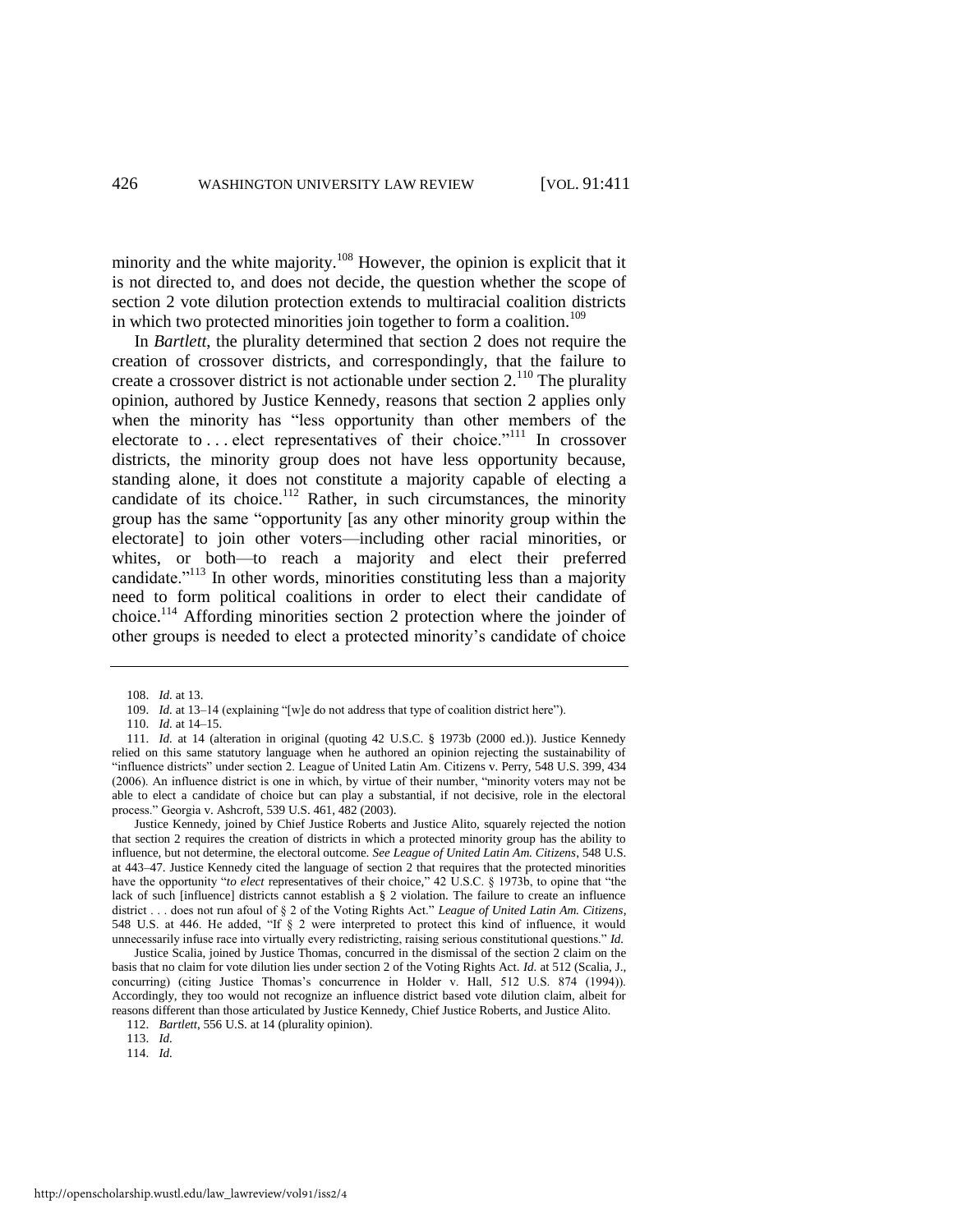minority and the white majority.[108] However, the opinion is explicit that it is not directed to, and does not decide, the question whether the scope of section 2 vote dilution protection extends to multiracial coalition districts in which two protected minorities join together to form a coalition.[109]

In *Bartlett*, the plurality determined that section 2 does not require the creation of crossover districts, and correspondingly, that the failure to create a crossover district is not actionable under section 2.[110] The plurality opinion, authored by Justice Kennedy, reasons that section 2 applies only when the minority has "less opportunity than other members of the electorate to . . . elect representatives of their choice."[111] In crossover districts, the minority group does not have less opportunity because, standing alone, it does not constitute a majority capable of electing a candidate of its choice.[112] Rather, in such circumstances, the minority group has the same "opportunity [as any other minority group within the electorate] to join other voters—including other racial minorities, or whites, or both—to reach a majority and elect their preferred candidate."[113] In other words, minorities constituting less than a majority need to form political coalitions in order to elect their candidate of choice.[114] Affording minorities section 2 protection where the joinder of other groups is needed to elect a protected minority's candidate of choice

---

108. *Id.* at 13.

109. *Id.* at 13–14 (explaining "[w]e do not address that type of coalition district here").

110. *Id.* at 14–15.

111. *Id.* at 14 (alteration in original (quoting 42 U.S.C. § 1973b (2000 ed.)). Justice Kennedy relied on this same statutory language when he authored an opinion rejecting the sustainability of "influence districts" under section 2. League of United Latin Am. Citizens v. Perry, 548 U.S. 399, 434 (2006). An influence district is one in which, by virtue of their number, "minority voters may not be able to elect a candidate of choice but can play a substantial, if not decisive, role in the electoral process." Georgia v. Ashcroft, 539 U.S. 461, 482 (2003).

Justice Kennedy, joined by Chief Justice Roberts and Justice Alito, squarely rejected the notion that section 2 requires the creation of districts in which a protected minority group has the ability to influence, but not determine, the electoral outcome. *See League of United Latin Am. Citizens*, 548 U.S. at 443–47. Justice Kennedy cited the language of section 2 that requires that the protected minorities have the opportunity "*to elect* representatives of their choice," 42 U.S.C. § 1973b, to opine that "the lack of such [influence] districts cannot establish a § 2 violation. The failure to create an influence district . . . does not run afoul of § 2 of the Voting Rights Act." *League of United Latin Am. Citizens*, 548 U.S. at 446. He added, "If § 2 were interpreted to protect this kind of influence, it would unnecessarily infuse race into virtually every redistricting, raising serious constitutional questions." *Id.*

Justice Scalia, joined by Justice Thomas, concurred in the dismissal of the section 2 claim on the basis that no claim for vote dilution lies under section 2 of the Voting Rights Act. *Id.* at 512 (Scalia, J., concurring) (citing Justice Thomas's concurrence in Holder v. Hall, 512 U.S. 874 (1994)). Accordingly, they too would not recognize an influence district based vote dilution claim, albeit for reasons different than those articulated by Justice Kennedy, Chief Justice Roberts, and Justice Alito.

112. *Bartlett*, 556 U.S. at 14 (plurality opinion).

113. *Id.*

114. *Id.*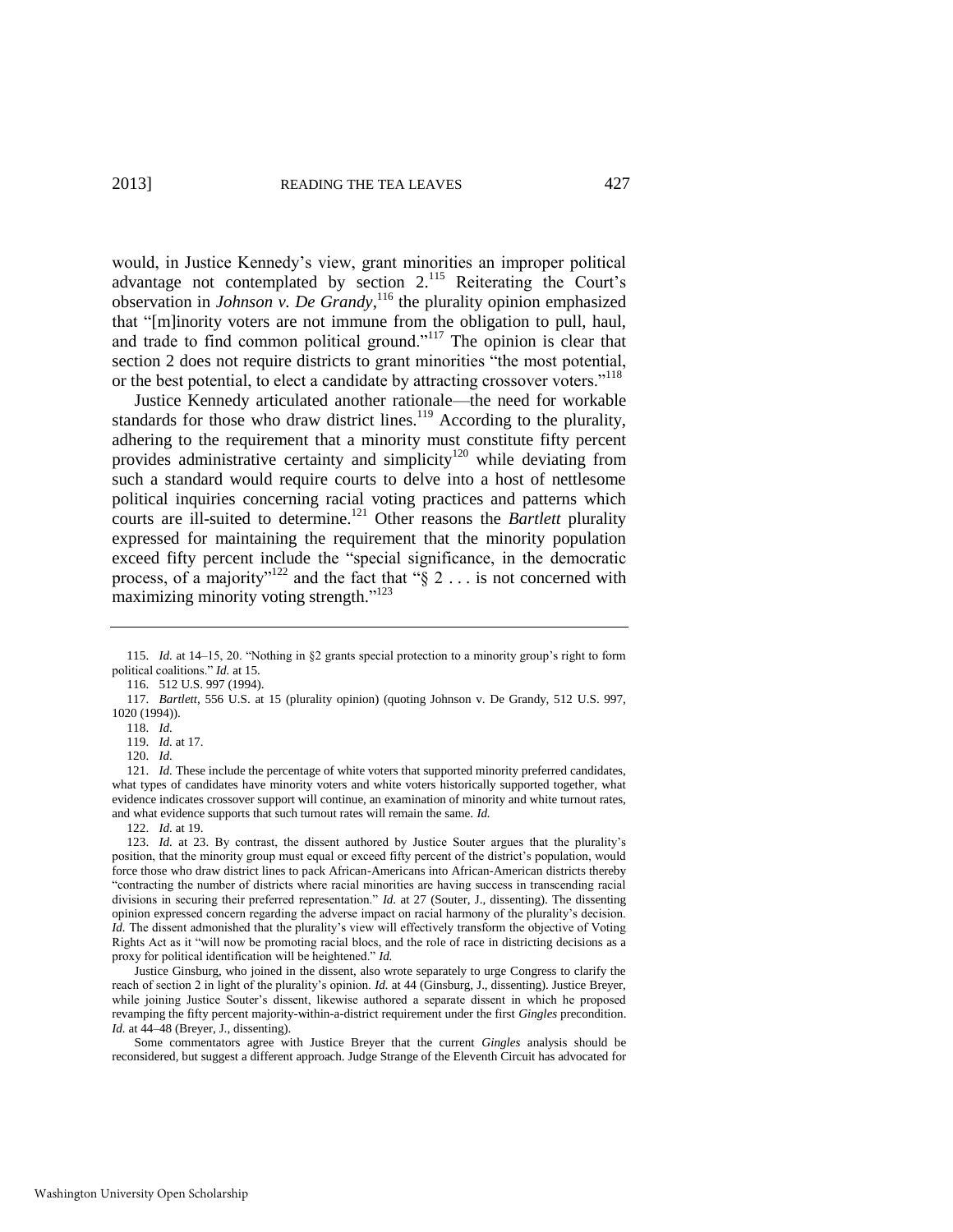would, in Justice Kennedy's view, grant minorities an improper political advantage not contemplated by section 2.[115] Reiterating the Court's observation in *Johnson v. De Grandy*,[116] the plurality opinion emphasized that "[m]inority voters are not immune from the obligation to pull, haul, and trade to find common political ground."[117] The opinion is clear that section 2 does not require districts to grant minorities "the most potential, or the best potential, to elect a candidate by attracting crossover voters."[118]

Justice Kennedy articulated another rationale—the need for workable standards for those who draw district lines.[119] According to the plurality, adhering to the requirement that a minority must constitute fifty percent provides administrative certainty and simplicity[120] while deviating from such a standard would require courts to delve into a host of nettlesome political inquiries concerning racial voting practices and patterns which courts are ill-suited to determine.[121] Other reasons the *Bartlett* plurality expressed for maintaining the requirement that the minority population exceed fifty percent include the "special significance, in the democratic process, of a majority"[122] and the fact that "§ 2 . . . is not concerned with maximizing minority voting strength."[123]

---

115. *Id.* at 14–15, 20. "Nothing in §2 grants special protection to a minority group's right to form political coalitions." *Id.* at 15.

116. 512 U.S. 997 (1994).

117. *Bartlett*, 556 U.S. at 15 (plurality opinion) (quoting Johnson v. De Grandy, 512 U.S. 997, 1020 (1994)).

118. *Id.*

119. *Id.* at 17.

120. *Id.*

121. *Id.* These include the percentage of white voters that supported minority preferred candidates, what types of candidates have minority voters and white voters historically supported together, what evidence indicates crossover support will continue, an examination of minority and white turnout rates, and what evidence supports that such turnout rates will remain the same. *Id.*

122. *Id.* at 19.

123. *Id.* at 23. By contrast, the dissent authored by Justice Souter argues that the plurality's position, that the minority group must equal or exceed fifty percent of the district's population, would force those who draw district lines to pack African-Americans into African-American districts thereby "contracting the number of districts where racial minorities are having success in transcending racial divisions in securing their preferred representation." *Id.* at 27 (Souter, J., dissenting). The dissenting opinion expressed concern regarding the adverse impact on racial harmony of the plurality's decision. *Id.* The dissent admonished that the plurality's view will effectively transform the objective of Voting Rights Act as it "will now be promoting racial blocs, and the role of race in districting decisions as a proxy for political identification will be heightened." *Id.*

Justice Ginsburg, who joined in the dissent, also wrote separately to urge Congress to clarify the reach of section 2 in light of the plurality's opinion. *Id.* at 44 (Ginsburg, J., dissenting). Justice Breyer, while joining Justice Souter's dissent, likewise authored a separate dissent in which he proposed revamping the fifty percent majority-within-a-district requirement under the first *Gingles* precondition. *Id.* at 44–48 (Breyer, J., dissenting).

Some commentators agree with Justice Breyer that the current *Gingles* analysis should be reconsidered, but suggest a different approach. Judge Strange of the Eleventh Circuit has advocated for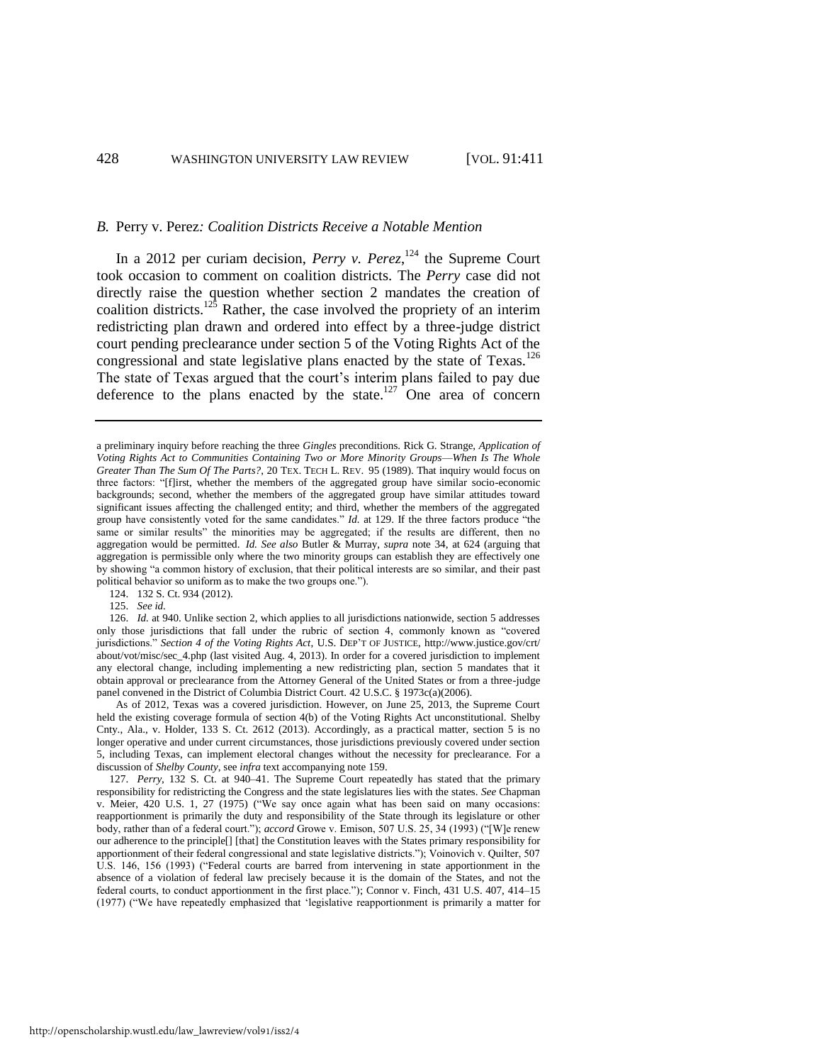### *B.* Perry v. Perez*: Coalition Districts Receive a Notable Mention*

In a 2012 per curiam decision, *Perry v. Perez*,[124] the Supreme Court took occasion to comment on coalition districts. The *Perry* case did not directly raise the question whether section 2 mandates the creation of coalition districts.[125] Rather, the case involved the propriety of an interim redistricting plan drawn and ordered into effect by a three-judge district court pending preclearance under section 5 of the Voting Rights Act of the congressional and state legislative plans enacted by the state of Texas.[126] The state of Texas argued that the court's interim plans failed to pay due deference to the plans enacted by the state.[127] One area of concern

---

a preliminary inquiry before reaching the three *Gingles* preconditions. Rick G. Strange, *Application of Voting Rights Act to Communities Containing Two or More Minority Groups—When Is The Whole Greater Than The Sum Of The Parts?*, 20 TEX. TECH L. REV. 95 (1989). That inquiry would focus on three factors: "[f]irst, whether the members of the aggregated group have similar socio-economic backgrounds; second, whether the members of the aggregated group have similar attitudes toward significant issues affecting the challenged entity; and third, whether the members of the aggregated group have consistently voted for the same candidates." *Id.* at 129. If the three factors produce "the same or similar results" the minorities may be aggregated; if the results are different, then no aggregation would be permitted. *Id. See also* Butler & Murray, *supra* note 34, at 624 (arguing that aggregation is permissible only where the two minority groups can establish they are effectively one by showing "a common history of exclusion, that their political interests are so similar, and their past political behavior so uniform as to make the two groups one.").

124. 132 S. Ct. 934 (2012).

125. *See id.*

126. *Id.* at 940. Unlike section 2, which applies to all jurisdictions nationwide, section 5 addresses only those jurisdictions that fall under the rubric of section 4, commonly known as "covered jurisdictions." *Section 4 of the Voting Rights Act*, U.S. DEP'T OF JUSTICE, http://www.justice.gov/crt/about/vot/misc/sec_4.php (last visited Aug. 4, 2013). In order for a covered jurisdiction to implement any electoral change, including implementing a new redistricting plan, section 5 mandates that it obtain approval or preclearance from the Attorney General of the United States or from a three-judge panel convened in the District of Columbia District Court. 42 U.S.C. § 1973c(a)(2006).

As of 2012, Texas was a covered jurisdiction. However, on June 25, 2013, the Supreme Court held the existing coverage formula of section 4(b) of the Voting Rights Act unconstitutional. Shelby Cnty., Ala., v. Holder, 133 S. Ct. 2612 (2013). Accordingly, as a practical matter, section 5 is no longer operative and under current circumstances, those jurisdictions previously covered under section 5, including Texas, can implement electoral changes without the necessity for preclearance. For a discussion of *Shelby County*, see *infra* text accompanying note 159.

127. *Perry*, 132 S. Ct. at 940–41. The Supreme Court repeatedly has stated that the primary responsibility for redistricting the Congress and the state legislatures lies with the states. *See* Chapman v. Meier, 420 U.S. 1, 27 (1975) ("We say once again what has been said on many occasions: reapportionment is primarily the duty and responsibility of the State through its legislature or other body, rather than of a federal court."); *accord* Growe v. Emison, 507 U.S. 25, 34 (1993) ("[W]e renew our adherence to the principle[] [that] the Constitution leaves with the States primary responsibility for apportionment of their federal congressional and state legislative districts."); Voinovich v. Quilter, 507 U.S. 146, 156 (1993) ("Federal courts are barred from intervening in state apportionment in the absence of a violation of federal law precisely because it is the domain of the States, and not the federal courts, to conduct apportionment in the first place."); Connor v. Finch, 431 U.S. 407, 414–15 (1977) ("We have repeatedly emphasized that 'legislative reapportionment is primarily a matter for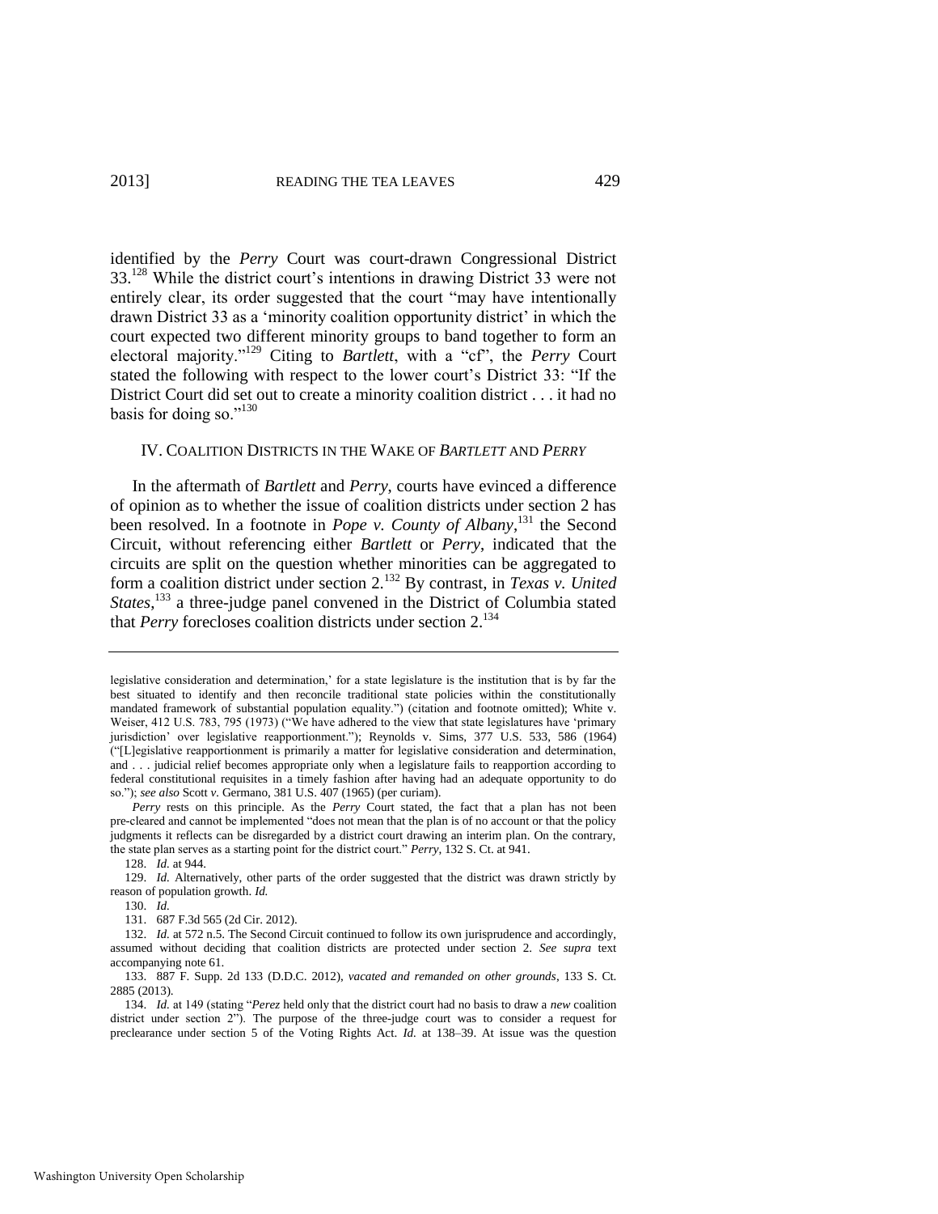identified by the *Perry* Court was court-drawn Congressional District 33.[128] While the district court's intentions in drawing District 33 were not entirely clear, its order suggested that the court "may have intentionally drawn District 33 as a 'minority coalition opportunity district' in which the court expected two different minority groups to band together to form an electoral majority."[129] Citing to *Bartlett*, with a "cf", the *Perry* Court stated the following with respect to the lower court's District 33: "If the District Court did set out to create a minority coalition district . . . it had no basis for doing so."[130]

## IV. COALITION DISTRICTS IN THE WAKE OF *BARTLETT* AND *PERRY*

In the aftermath of *Bartlett* and *Perry*, courts have evinced a difference of opinion as to whether the issue of coalition districts under section 2 has been resolved. In a footnote in *Pope v. County of Albany*,[131] the Second Circuit, without referencing either *Bartlett* or *Perry*, indicated that the circuits are split on the question whether minorities can be aggregated to form a coalition district under section 2.[132] By contrast, in *Texas v. United States*,[133] a three-judge panel convened in the District of Columbia stated that *Perry* forecloses coalition districts under section 2.[134]

---

legislative consideration and determination,' for a state legislature is the institution that is by far the best situated to identify and then reconcile traditional state policies within the constitutionally mandated framework of substantial population equality.") (citation and footnote omitted); White v. Weiser, 412 U.S. 783, 795 (1973) ("We have adhered to the view that state legislatures have 'primary jurisdiction' over legislative reapportionment."); Reynolds v. Sims, 377 U.S. 533, 586 (1964) ("[L]egislative reapportionment is primarily a matter for legislative consideration and determination, and . . . judicial relief becomes appropriate only when a legislature fails to reapportion according to federal constitutional requisites in a timely fashion after having had an adequate opportunity to do so."); *see also* Scott v. Germano, 381 U.S. 407 (1965) (per curiam).

*Perry* rests on this principle. As the *Perry* Court stated, the fact that a plan has not been pre-cleared and cannot be implemented "does not mean that the plan is of no account or that the policy judgments it reflects can be disregarded by a district court drawing an interim plan. On the contrary, the state plan serves as a starting point for the district court." *Perry*, 132 S. Ct. at 941.

128. *Id.* at 944.

129. *Id.* Alternatively, other parts of the order suggested that the district was drawn strictly by reason of population growth. *Id.*

130. *Id.*

131. 687 F.3d 565 (2d Cir. 2012).

132. *Id.* at 572 n.5. The Second Circuit continued to follow its own jurisprudence and accordingly, assumed without deciding that coalition districts are protected under section 2. *See supra* text accompanying note 61.

133. 887 F. Supp. 2d 133 (D.D.C. 2012), *vacated and remanded on other grounds*, 133 S. Ct. 2885 (2013).

134. *Id.* at 149 (stating "*Perez* held only that the district court had no basis to draw a *new* coalition district under section 2"). The purpose of the three-judge court was to consider a request for preclearance under section 5 of the Voting Rights Act. *Id.* at 138–39. At issue was the question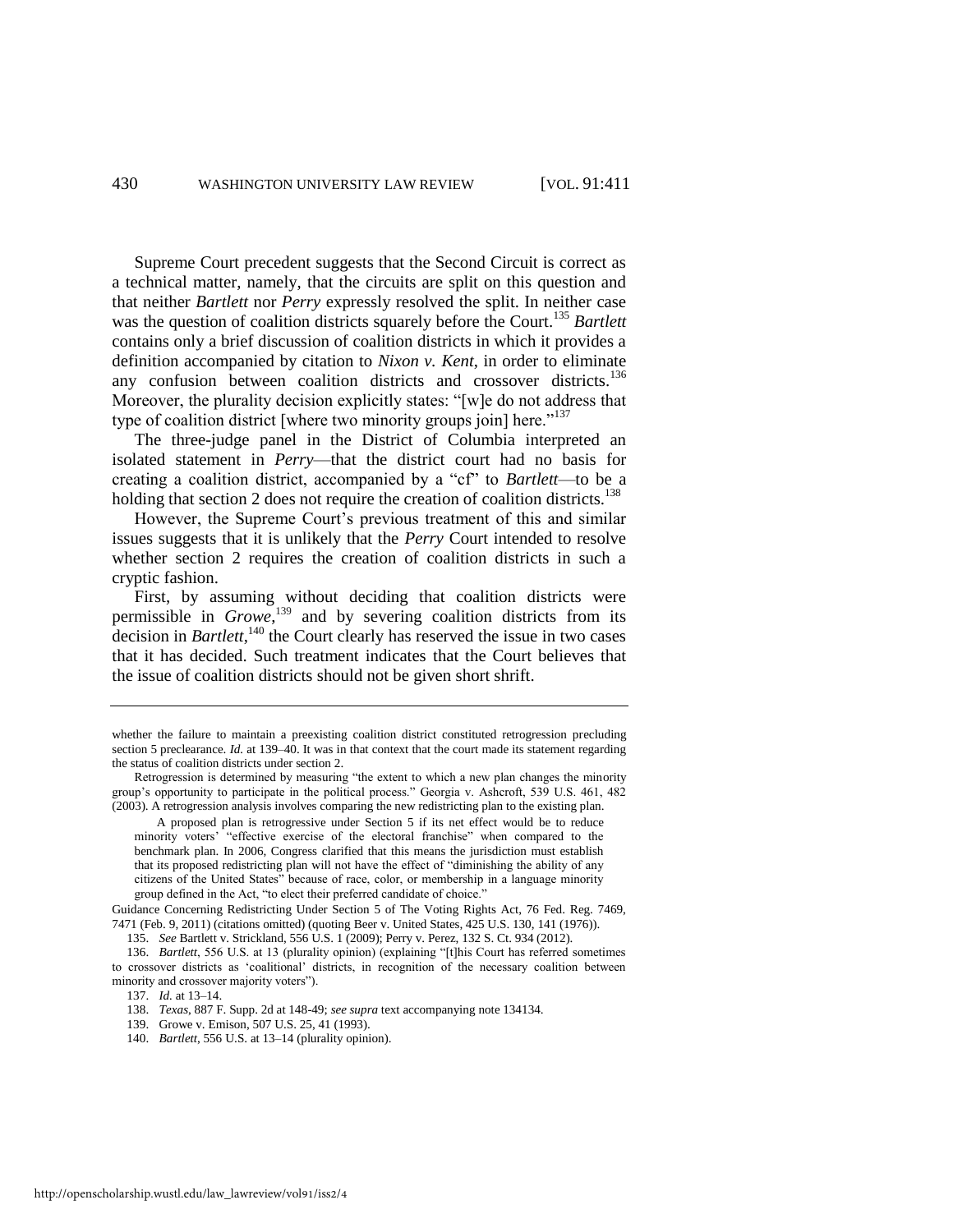Supreme Court precedent suggests that the Second Circuit is correct as a technical matter, namely, that the circuits are split on this question and that neither *Bartlett* nor *Perry* expressly resolved the split. In neither case was the question of coalition districts squarely before the Court.[135] *Bartlett* contains only a brief discussion of coalition districts in which it provides a definition accompanied by citation to *Nixon v. Kent*, in order to eliminate any confusion between coalition districts and crossover districts.[136] Moreover, the plurality decision explicitly states: "[w]e do not address that type of coalition district [where two minority groups join] here."[137]

The three-judge panel in the District of Columbia interpreted an isolated statement in *Perry*—that the district court had no basis for creating a coalition district, accompanied by a "cf" to *Bartlett*—to be a holding that section 2 does not require the creation of coalition districts.[138]

However, the Supreme Court's previous treatment of this and similar issues suggests that it is unlikely that the *Perry* Court intended to resolve whether section 2 requires the creation of coalition districts in such a cryptic fashion.

First, by assuming without deciding that coalition districts were permissible in *Growe*,[139] and by severing coalition districts from its decision in *Bartlett*,[140] the Court clearly has reserved the issue in two cases that it has decided. Such treatment indicates that the Court believes that the issue of coalition districts should not be given short shrift.

---

whether the failure to maintain a preexisting coalition district constituted retrogression precluding section 5 preclearance. *Id.* at 139–40. It was in that context that the court made its statement regarding the status of coalition districts under section 2.

Retrogression is determined by measuring "the extent to which a new plan changes the minority group's opportunity to participate in the political process." Georgia v. Ashcroft, 539 U.S. 461, 482 (2003). A retrogression analysis involves comparing the new redistricting plan to the existing plan.

> A proposed plan is retrogressive under Section 5 if its net effect would be to reduce minority voters' "effective exercise of the electoral franchise" when compared to the benchmark plan. In 2006, Congress clarified that this means the jurisdiction must establish that its proposed redistricting plan will not have the effect of "diminishing the ability of any citizens of the United States" because of race, color, or membership in a language minority group defined in the Act, "to elect their preferred candidate of choice."

Guidance Concerning Redistricting Under Section 5 of The Voting Rights Act, 76 Fed. Reg. 7469, 7471 (Feb. 9, 2011) (citations omitted) (quoting Beer v. United States, 425 U.S. 130, 141 (1976)).

135. *See* Bartlett v. Strickland, 556 U.S. 1 (2009); Perry v. Perez, 132 S. Ct. 934 (2012).

136. *Bartlett*, 556 U.S. at 13 (plurality opinion) (explaining "[t]his Court has referred sometimes to crossover districts as 'coalitional' districts, in recognition of the necessary coalition between minority and crossover majority voters").

137. *Id.* at 13–14.

138. *Texas*, 887 F. Supp. 2d at 148-49; *see supra* text accompanying note 134134.

139. Growe v. Emison, 507 U.S. 25, 41 (1993).

140. *Bartlett*, 556 U.S. at 13–14 (plurality opinion).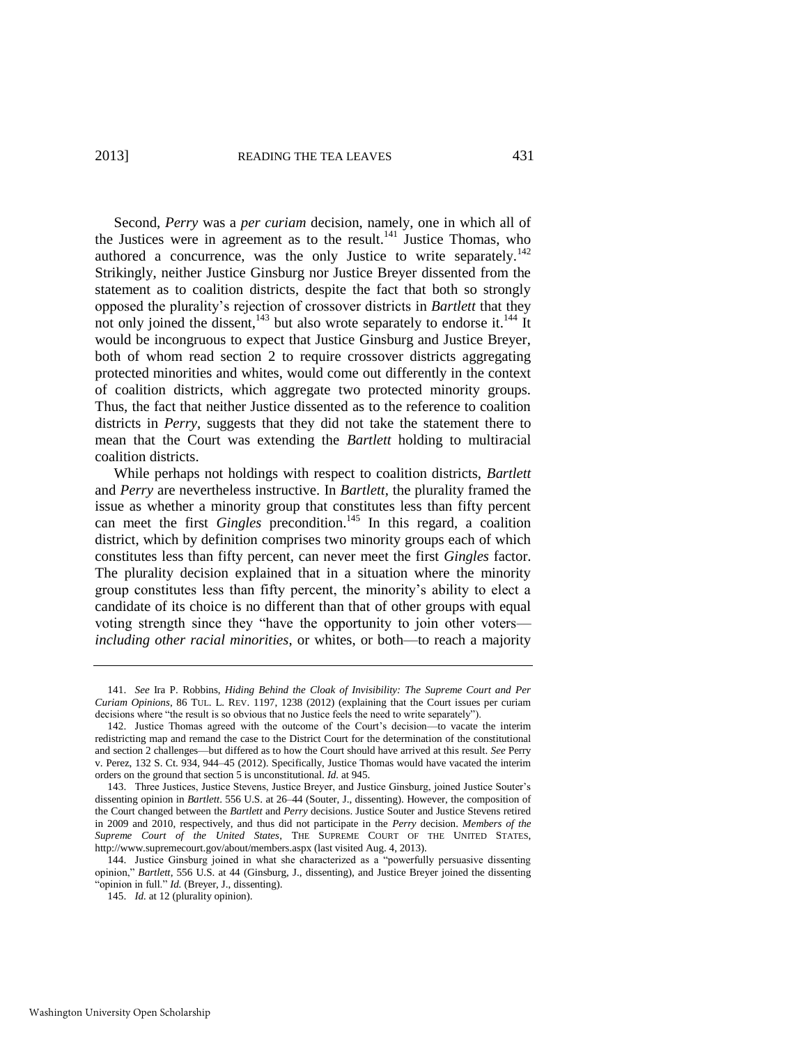Second, *Perry* was a *per curiam* decision, namely, one in which all of the Justices were in agreement as to the result.[141] Justice Thomas, who authored a concurrence, was the only Justice to write separately.[142] Strikingly, neither Justice Ginsburg nor Justice Breyer dissented from the statement as to coalition districts, despite the fact that both so strongly opposed the plurality's rejection of crossover districts in *Bartlett* that they not only joined the dissent,[143] but also wrote separately to endorse it.[144] It would be incongruous to expect that Justice Ginsburg and Justice Breyer, both of whom read section 2 to require crossover districts aggregating protected minorities and whites, would come out differently in the context of coalition districts, which aggregate two protected minority groups. Thus, the fact that neither Justice dissented as to the reference to coalition districts in *Perry*, suggests that they did not take the statement there to mean that the Court was extending the *Bartlett* holding to multiracial coalition districts.

While perhaps not holdings with respect to coalition districts, *Bartlett* and *Perry* are nevertheless instructive. In *Bartlett*, the plurality framed the issue as whether a minority group that constitutes less than fifty percent can meet the first *Gingles* precondition.[145] In this regard, a coalition district, which by definition comprises two minority groups each of which constitutes less than fifty percent, can never meet the first *Gingles* factor. The plurality decision explained that in a situation where the minority group constitutes less than fifty percent, the minority's ability to elect a candidate of its choice is no different than that of other groups with equal voting strength since they "have the opportunity to join other voters—*including other racial minorities*, or whites, or both—to reach a majority

141. *See* Ira P. Robbins, *Hiding Behind the Cloak of Invisibility: The Supreme Court and Per Curiam Opinions*, 86 TUL. L. REV. 1197, 1238 (2012) (explaining that the Court issues per curiam decisions where "the result is so obvious that no Justice feels the need to write separately").

142. Justice Thomas agreed with the outcome of the Court's decision—to vacate the interim redistricting map and remand the case to the District Court for the determination of the constitutional and section 2 challenges—but differed as to how the Court should have arrived at this result. *See* Perry v. Perez, 132 S. Ct. 934, 944–45 (2012). Specifically, Justice Thomas would have vacated the interim orders on the ground that section 5 is unconstitutional. *Id.* at 945.

143. Three Justices, Justice Stevens, Justice Breyer, and Justice Ginsburg, joined Justice Souter's dissenting opinion in *Bartlett*. 556 U.S. at 26–44 (Souter, J., dissenting). However, the composition of the Court changed between the *Bartlett* and *Perry* decisions. Justice Souter and Justice Stevens retired in 2009 and 2010, respectively, and thus did not participate in the *Perry* decision. *Members of the Supreme Court of the United States*, THE SUPREME COURT OF THE UNITED STATES, http://www.supremecourt.gov/about/members.aspx (last visited Aug. 4, 2013).

144. Justice Ginsburg joined in what she characterized as a "powerfully persuasive dissenting opinion," *Bartlett*, 556 U.S. at 44 (Ginsburg, J., dissenting), and Justice Breyer joined the dissenting "opinion in full." *Id.* (Breyer, J., dissenting).

145. *Id.* at 12 (plurality opinion).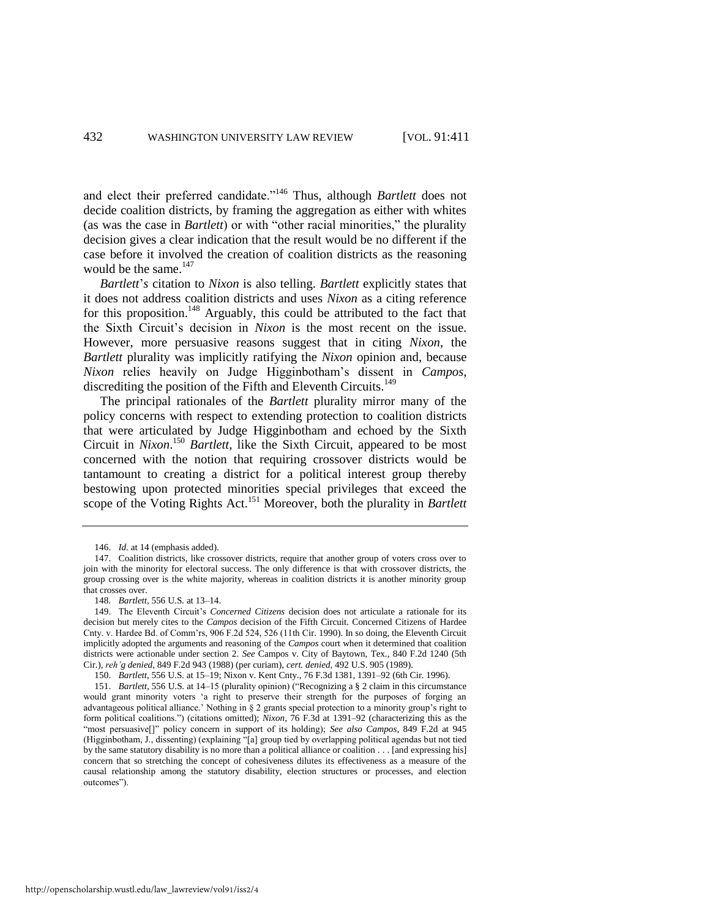and elect their preferred candidate."[146] Thus, although *Bartlett* does not decide coalition districts, by framing the aggregation as either with whites (as was the case in *Bartlett*) or with "other racial minorities," the plurality decision gives a clear indication that the result would be no different if the case before it involved the creation of coalition districts as the reasoning would be the same.[147]

*Bartlett*'*s* citation to *Nixon* is also telling. *Bartlett* explicitly states that it does not address coalition districts and uses *Nixon* as a citing reference for this proposition.[148] Arguably, this could be attributed to the fact that the Sixth Circuit's decision in *Nixon* is the most recent on the issue. However, more persuasive reasons suggest that in citing *Nixon*, the *Bartlett* plurality was implicitly ratifying the *Nixon* opinion and, because *Nixon* relies heavily on Judge Higginbotham's dissent in *Campos*, discrediting the position of the Fifth and Eleventh Circuits.[149]

The principal rationales of the *Bartlett* plurality mirror many of the policy concerns with respect to extending protection to coalition districts that were articulated by Judge Higginbotham and echoed by the Sixth Circuit in *Nixon*.[150] *Bartlett*, like the Sixth Circuit, appeared to be most concerned with the notion that requiring crossover districts would be tantamount to creating a district for a political interest group thereby bestowing upon protected minorities special privileges that exceed the scope of the Voting Rights Act.[151] Moreover, both the plurality in *Bartlett*

---

146. *Id.* at 14 (emphasis added).

147. Coalition districts, like crossover districts, require that another group of voters cross over to join with the minority for electoral success. The only difference is that with crossover districts, the group crossing over is the white majority, whereas in coalition districts it is another minority group that crosses over.

148. *Bartlett*, 556 U.S. at 13–14.

149. The Eleventh Circuit's *Concerned Citizens* decision does not articulate a rationale for its decision but merely cites to the *Campos* decision of the Fifth Circuit. Concerned Citizens of Hardee Cnty. v. Hardee Bd. of Comm'rs, 906 F.2d 524, 526 (11th Cir. 1990). In so doing, the Eleventh Circuit implicitly adopted the arguments and reasoning of the *Campos* court when it determined that coalition districts were actionable under section 2. *See* Campos v. City of Baytown, Tex., 840 F.2d 1240 (5th Cir.), *reh'g denied*, 849 F.2d 943 (1988) (per curiam), *cert. denied*, 492 U.S. 905 (1989).

150. *Bartlett*, 556 U.S. at 15–19; Nixon v. Kent Cnty., 76 F.3d 1381, 1391–92 (6th Cir. 1996).

151. *Bartlett*, 556 U.S. at 14–15 (plurality opinion) ("Recognizing a § 2 claim in this circumstance would grant minority voters 'a right to preserve their strength for the purposes of forging an advantageous political alliance.' Nothing in § 2 grants special protection to a minority group's right to form political coalitions.") (citations omitted); *Nixon*, 76 F.3d at 1391–92 (characterizing this as the "most persuasive[]" policy concern in support of its holding); *See also Campos*, 849 F.2d at 945 (Higginbotham, J., dissenting) (explaining "[a] group tied by overlapping political agendas but not tied by the same statutory disability is no more than a political alliance or coalition . . . [and expressing his] concern that so stretching the concept of cohesiveness dilutes its effectiveness as a measure of the causal relationship among the statutory disability, election structures or processes, and election outcomes").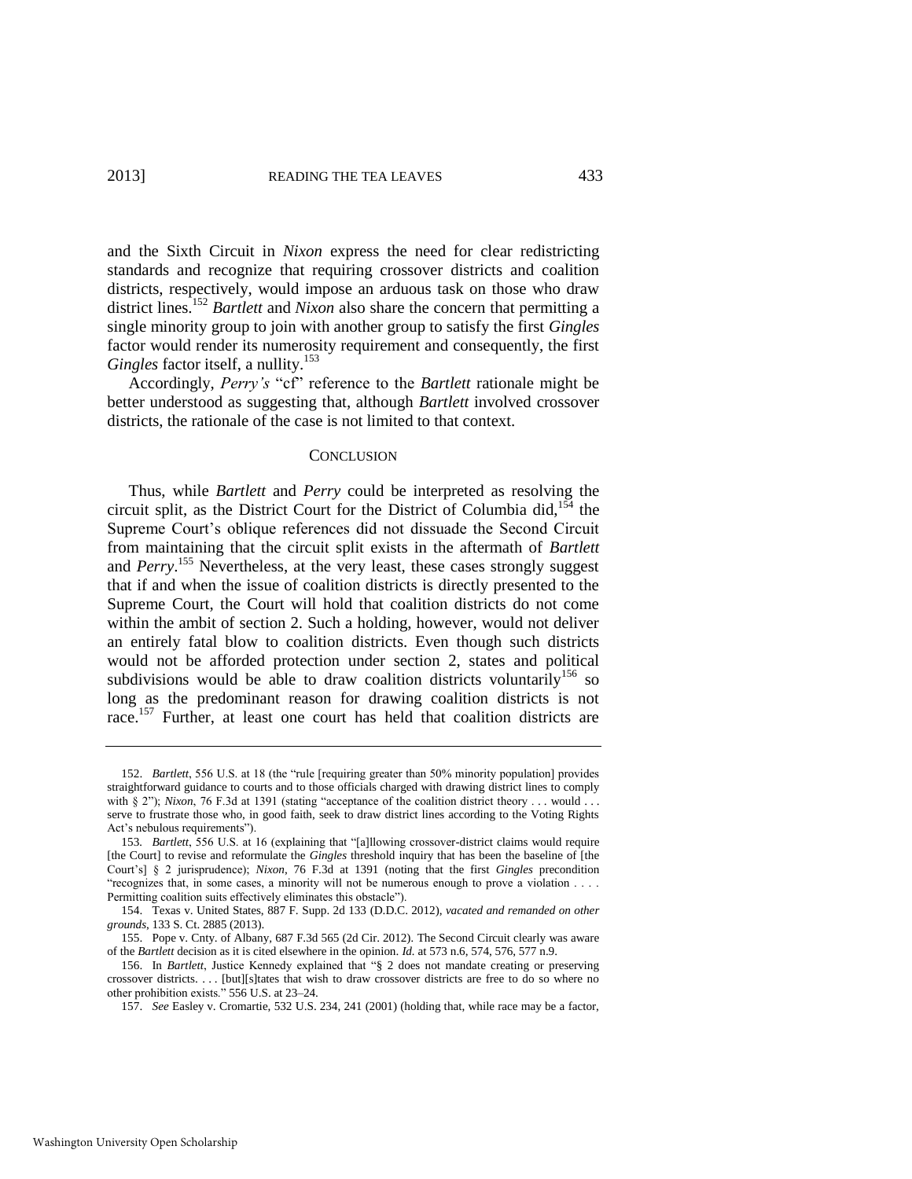and the Sixth Circuit in *Nixon* express the need for clear redistricting standards and recognize that requiring crossover districts and coalition districts, respectively, would impose an arduous task on those who draw district lines.[152] *Bartlett* and *Nixon* also share the concern that permitting a single minority group to join with another group to satisfy the first *Gingles* factor would render its numerosity requirement and consequently, the first *Gingles* factor itself, a nullity.[153]

Accordingly, *Perry's* "cf" reference to the *Bartlett* rationale might be better understood as suggesting that, although *Bartlett* involved crossover districts, the rationale of the case is not limited to that context.

## CONCLUSION

Thus, while *Bartlett* and *Perry* could be interpreted as resolving the circuit split, as the District Court for the District of Columbia did,[154] the Supreme Court's oblique references did not dissuade the Second Circuit from maintaining that the circuit split exists in the aftermath of *Bartlett* and *Perry*.[155] Nevertheless, at the very least, these cases strongly suggest that if and when the issue of coalition districts is directly presented to the Supreme Court, the Court will hold that coalition districts do not come within the ambit of section 2. Such a holding, however, would not deliver an entirely fatal blow to coalition districts. Even though such districts would not be afforded protection under section 2, states and political subdivisions would be able to draw coalition districts voluntarily[156] so long as the predominant reason for drawing coalition districts is not race.[157] Further, at least one court has held that coalition districts are

---

152. *Bartlett*, 556 U.S. at 18 (the "rule [requiring greater than 50% minority population] provides straightforward guidance to courts and to those officials charged with drawing district lines to comply with § 2"); *Nixon*, 76 F.3d at 1391 (stating "acceptance of the coalition district theory . . . would . . . serve to frustrate those who, in good faith, seek to draw district lines according to the Voting Rights Act's nebulous requirements").

153. *Bartlett*, 556 U.S. at 16 (explaining that "[a]llowing crossover-district claims would require [the Court] to revise and reformulate the *Gingles* threshold inquiry that has been the baseline of [the Court's] § 2 jurisprudence); *Nixon*, 76 F.3d at 1391 (noting that the first *Gingles* precondition "recognizes that, in some cases, a minority will not be numerous enough to prove a violation . . . . Permitting coalition suits effectively eliminates this obstacle").

154. Texas v. United States, 887 F. Supp. 2d 133 (D.D.C. 2012), *vacated and remanded on other grounds*, 133 S. Ct. 2885 (2013).

155. Pope v. Cnty. of Albany, 687 F.3d 565 (2d Cir. 2012). The Second Circuit clearly was aware of the *Bartlett* decision as it is cited elsewhere in the opinion. *Id.* at 573 n.6, 574, 576, 577 n.9.

156. In *Bartlett*, Justice Kennedy explained that "§ 2 does not mandate creating or preserving crossover districts. . . . [but][s]tates that wish to draw crossover districts are free to do so where no other prohibition exists." 556 U.S. at 23–24.

157. *See* Easley v. Cromartie, 532 U.S. 234, 241 (2001) (holding that, while race may be a factor,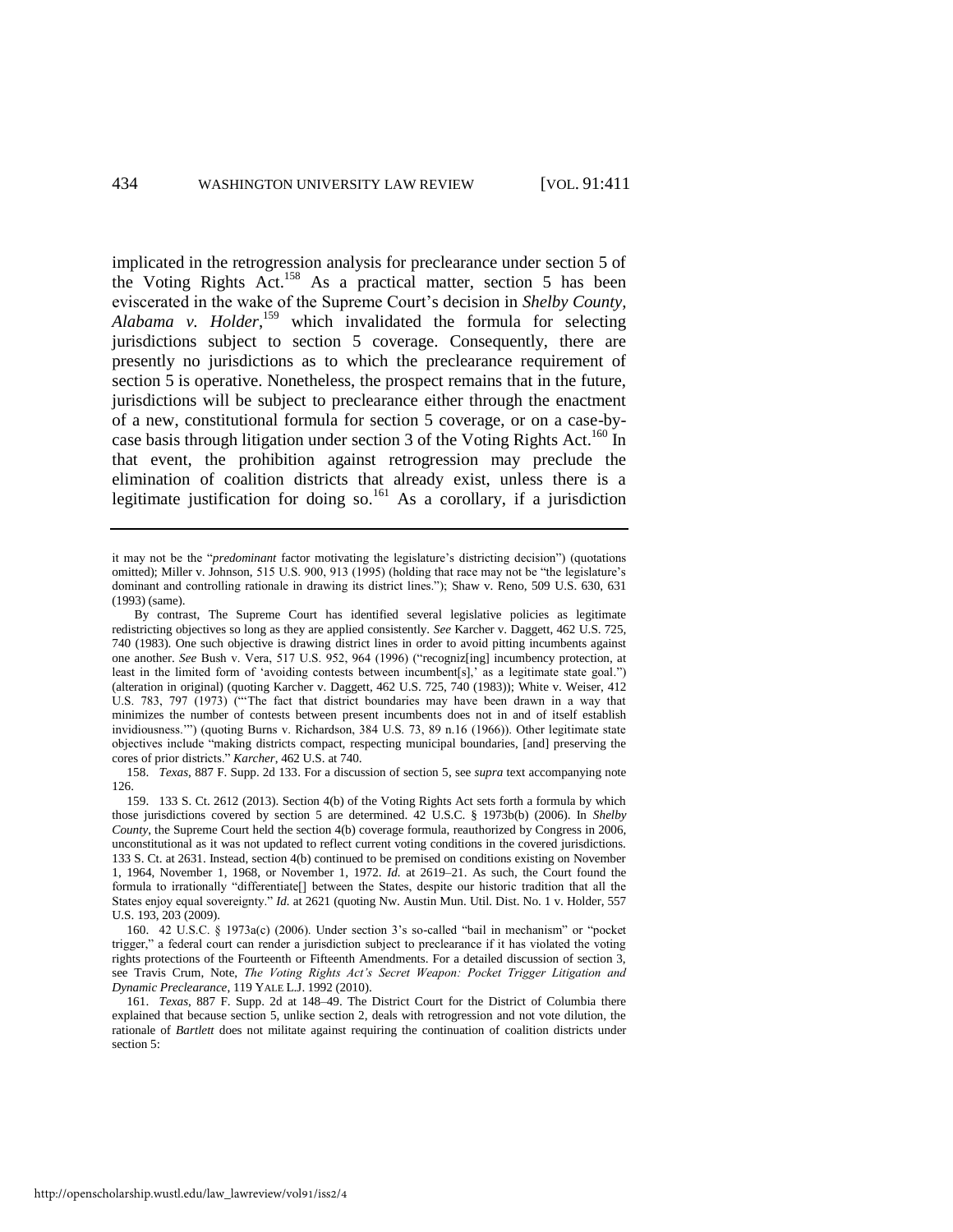implicated in the retrogression analysis for preclearance under section 5 of the Voting Rights Act.[158] As a practical matter, section 5 has been eviscerated in the wake of the Supreme Court's decision in *Shelby County, Alabama v. Holder*,[159] which invalidated the formula for selecting jurisdictions subject to section 5 coverage. Consequently, there are presently no jurisdictions as to which the preclearance requirement of section 5 is operative. Nonetheless, the prospect remains that in the future, jurisdictions will be subject to preclearance either through the enactment of a new, constitutional formula for section 5 coverage, or on a case-by-case basis through litigation under section 3 of the Voting Rights Act.[160] In that event, the prohibition against retrogression may preclude the elimination of coalition districts that already exist, unless there is a legitimate justification for doing so.[161] As a corollary, if a jurisdiction

---

it may not be the "*predominant* factor motivating the legislature's districting decision") (quotations omitted); Miller v. Johnson, 515 U.S. 900, 913 (1995) (holding that race may not be "the legislature's dominant and controlling rationale in drawing its district lines."); Shaw v. Reno, 509 U.S. 630, 631 (1993) (same).

By contrast, The Supreme Court has identified several legislative policies as legitimate redistricting objectives so long as they are applied consistently. *See* Karcher v. Daggett, 462 U.S. 725, 740 (1983). One such objective is drawing district lines in order to avoid pitting incumbents against one another. *See* Bush v. Vera, 517 U.S. 952, 964 (1996) ("recogniz[ing] incumbency protection, at least in the limited form of 'avoiding contests between incumbent[s],' as a legitimate state goal.") (alteration in original) (quoting Karcher v. Daggett, 462 U.S. 725, 740 (1983)); White v. Weiser, 412 U.S. 783, 797 (1973) ("'The fact that district boundaries may have been drawn in a way that minimizes the number of contests between present incumbents does not in and of itself establish invidiousness.'") (quoting Burns v. Richardson, 384 U.S. 73, 89 n.16 (1966)). Other legitimate state objectives include "making districts compact, respecting municipal boundaries, [and] preserving the cores of prior districts." *Karcher*, 462 U.S. at 740.

158. *Texas*, 887 F. Supp. 2d 133. For a discussion of section 5, see *supra* text accompanying note 126.

159. 133 S. Ct. 2612 (2013). Section 4(b) of the Voting Rights Act sets forth a formula by which those jurisdictions covered by section 5 are determined. 42 U.S.C. § 1973b(b) (2006). In *Shelby County*, the Supreme Court held the section 4(b) coverage formula, reauthorized by Congress in 2006, unconstitutional as it was not updated to reflect current voting conditions in the covered jurisdictions. 133 S. Ct. at 2631. Instead, section 4(b) continued to be premised on conditions existing on November 1, 1964, November 1, 1968, or November 1, 1972. *Id.* at 2619–21. As such, the Court found the formula to irrationally "differentiate[] between the States, despite our historic tradition that all the States enjoy equal sovereignty." *Id.* at 2621 (quoting Nw. Austin Mun. Util. Dist. No. 1 v. Holder, 557 U.S. 193, 203 (2009).

160. 42 U.S.C. § 1973a(c) (2006). Under section 3's so-called "bail in mechanism" or "pocket trigger," a federal court can render a jurisdiction subject to preclearance if it has violated the voting rights protections of the Fourteenth or Fifteenth Amendments. For a detailed discussion of section 3, see Travis Crum, Note, *The Voting Rights Act's Secret Weapon: Pocket Trigger Litigation and Dynamic Preclearance*, 119 YALE L.J. 1992 (2010).

161. *Texas*, 887 F. Supp. 2d at 148–49. The District Court for the District of Columbia there explained that because section 5, unlike section 2, deals with retrogression and not vote dilution, the rationale of *Bartlett* does not militate against requiring the continuation of coalition districts under section 5: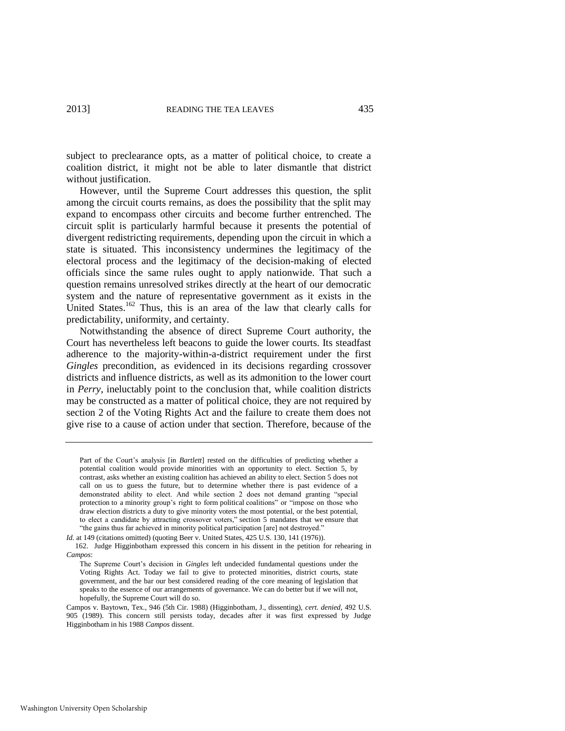subject to preclearance opts, as a matter of political choice, to create a coalition district, it might not be able to later dismantle that district without justification.

However, until the Supreme Court addresses this question, the split among the circuit courts remains, as does the possibility that the split may expand to encompass other circuits and become further entrenched. The circuit split is particularly harmful because it presents the potential of divergent redistricting requirements, depending upon the circuit in which a state is situated. This inconsistency undermines the legitimacy of the electoral process and the legitimacy of the decision-making of elected officials since the same rules ought to apply nationwide. That such a question remains unresolved strikes directly at the heart of our democratic system and the nature of representative government as it exists in the United States.[162] Thus, this is an area of the law that clearly calls for predictability, uniformity, and certainty.

Notwithstanding the absence of direct Supreme Court authority, the Court has nevertheless left beacons to guide the lower courts. Its steadfast adherence to the majority-within-a-district requirement under the first *Gingles* precondition, as evidenced in its decisions regarding crossover districts and influence districts, as well as its admonition to the lower court in *Perry*, ineluctably point to the conclusion that, while coalition districts may be constructed as a matter of political choice, they are not required by section 2 of the Voting Rights Act and the failure to create them does not give rise to a cause of action under that section. Therefore, because of the

---

> Part of the Court's analysis [in *Bartlett*] rested on the difficulties of predicting whether a potential coalition would provide minorities with an opportunity to elect. Section 5, by contrast, asks whether an existing coalition has achieved an ability to elect. Section 5 does not call on us to guess the future, but to determine whether there is past evidence of a demonstrated ability to elect. And while section 2 does not demand granting "special protection to a minority group's right to form political coalitions" or "impose on those who draw election districts a duty to give minority voters the most potential, or the best potential, to elect a candidate by attracting crossover voters," section 5 mandates that we ensure that "the gains thus far achieved in minority political participation [are] not destroyed."

*Id.* at 149 (citations omitted) (quoting Beer v. United States, 425 U.S. 130, 141 (1976)).

162. Judge Higginbotham expressed this concern in his dissent in the petition for rehearing in *Campos*:

> The Supreme Court's decision in *Gingles* left undecided fundamental questions under the Voting Rights Act. Today we fail to give to protected minorities, district courts, state government, and the bar our best considered reading of the core meaning of legislation that speaks to the essence of our arrangements of governance. We can do better but if we will not, hopefully, the Supreme Court will do so.

Campos v. Baytown, Tex., 946 (5th Cir. 1988) (Higginbotham, J., dissenting), *cert. denied*, 492 U.S. 905 (1989). This concern still persists today, decades after it was first expressed by Judge Higginbotham in his 1988 *Campos* dissent.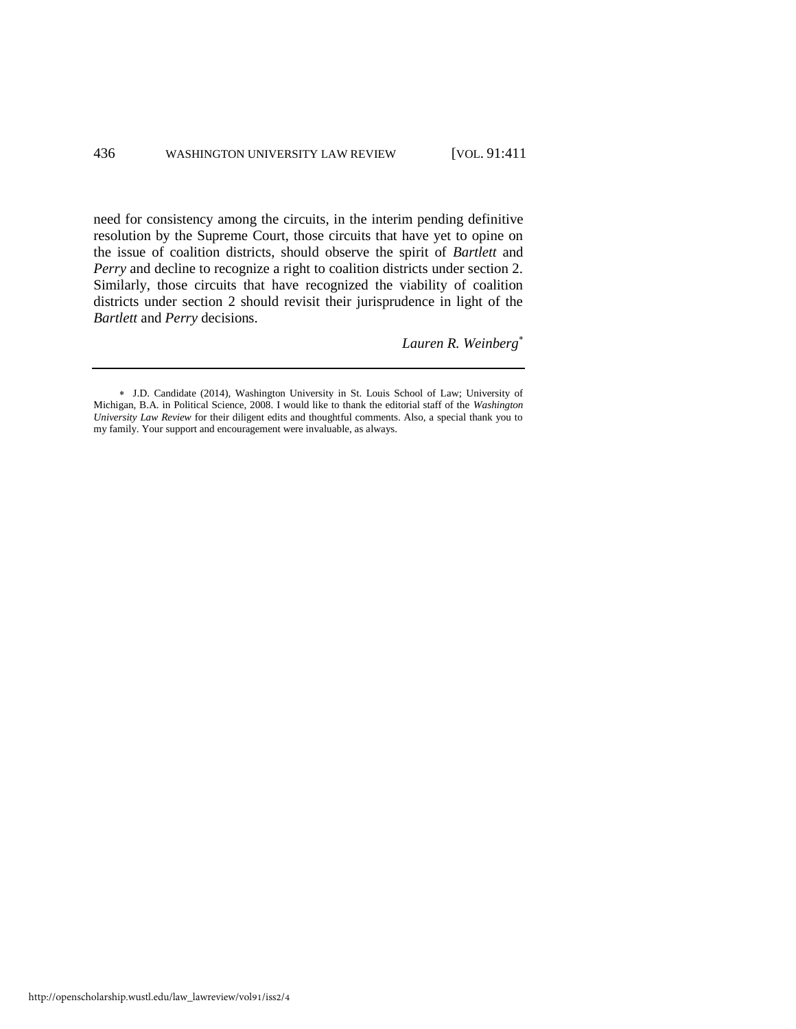need for consistency among the circuits, in the interim pending definitive resolution by the Supreme Court, those circuits that have yet to opine on the issue of coalition districts, should observe the spirit of *Bartlett* and *Perry* and decline to recognize a right to coalition districts under section 2. Similarly, those circuits that have recognized the viability of coalition districts under section 2 should revisit their jurisprudence in light of the *Bartlett* and *Perry* decisions.

*Lauren R. Weinberg*[*]

---

[*] J.D. Candidate (2014), Washington University in St. Louis School of Law; University of Michigan, B.A. in Political Science, 2008. I would like to thank the editorial staff of the *Washington University Law Review* for their diligent edits and thoughtful comments. Also, a special thank you to my family. Your support and encouragement were invaluable, as always.